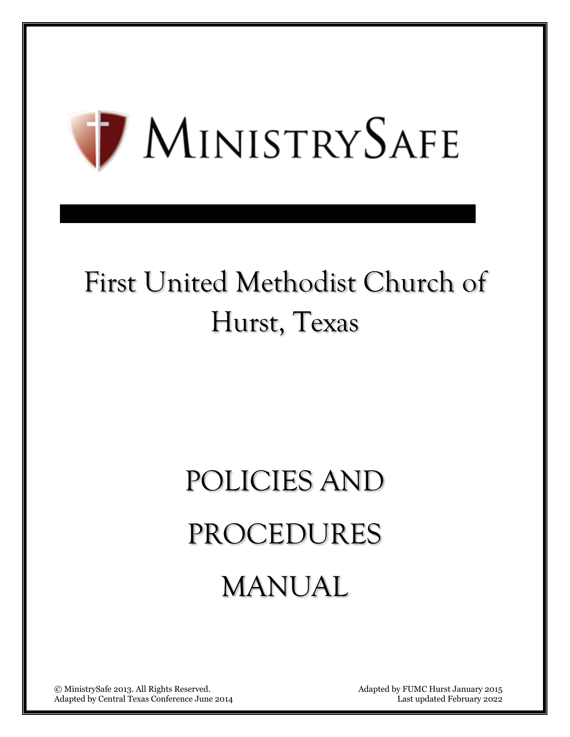# MINISTRYSAFE

## First United Methodist Church of Hurst, Texas

# POLICIES AND PROCEDURES MANUAL

© MinistrySafe 2013. All Rights Reserved.
Adapted by Central Texas Conference June 2014

Adapted by FUMC Hurst January 2015
Last updated February 2022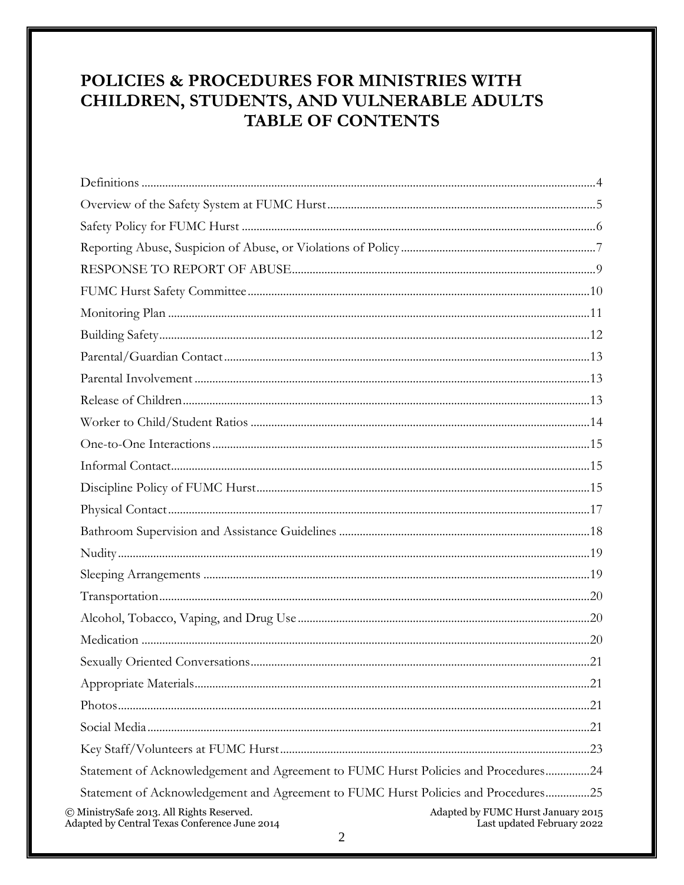# POLICIES & PROCEDURES FOR MINISTRIES WITH CHILDREN, STUDENTS, AND VULNERABLE ADULTS TABLE OF CONTENTS

| Section | Page |
|---|---|
| Definitions | 4 |
| Overview of the Safety System at FUMC Hurst | 5 |
| Safety Policy for FUMC Hurst | 6 |
| Reporting Abuse, Suspicion of Abuse, or Violations of Policy | 7 |
| RESPONSE TO REPORT OF ABUSE | 9 |
| FUMC Hurst Safety Committee | 10 |
| Monitoring Plan | 11 |
| Building Safety | 12 |
| Parental/Guardian Contact | 13 |
| Parental Involvement | 13 |
| Release of Children | 13 |
| Worker to Child/Student Ratios | 14 |
| One-to-One Interactions | 15 |
| Informal Contact | 15 |
| Discipline Policy of FUMC Hurst | 15 |
| Physical Contact | 17 |
| Bathroom Supervision and Assistance Guidelines | 18 |
| Nudity | 19 |
| Sleeping Arrangements | 19 |
| Transportation | 20 |
| Alcohol, Tobacco, Vaping, and Drug Use | 20 |
| Medication | 20 |
| Sexually Oriented Conversations | 21 |
| Appropriate Materials | 21 |
| Photos | 21 |
| Social Media | 21 |
| Key Staff/Volunteers at FUMC Hurst | 23 |
| Statement of Acknowledgement and Agreement to FUMC Hurst Policies and Procedures | 24 |
| Statement of Acknowledgement and Agreement to FUMC Hurst Policies and Procedures | 25 |

© MinistrySafe 2013. All Rights Reserved.
Adapted by Central Texas Conference June 2014

Adapted by FUMC Hurst January 2015
Last updated February 2022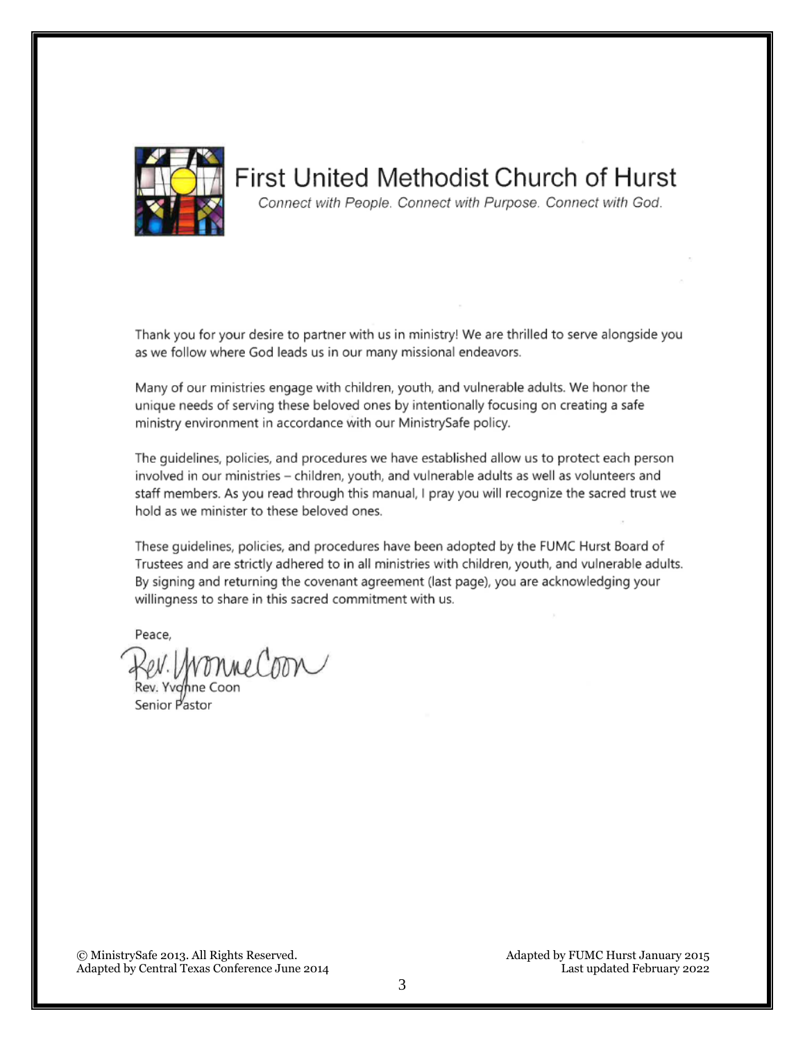# First United Methodist Church of Hurst

*Connect with People. Connect with Purpose. Connect with God.*

Thank you for your desire to partner with us in ministry! We are thrilled to serve alongside you as we follow where God leads us in our many missional endeavors.

Many of our ministries engage with children, youth, and vulnerable adults. We honor the unique needs of serving these beloved ones by intentionally focusing on creating a safe ministry environment in accordance with our MinistrySafe policy.

The guidelines, policies, and procedures we have established allow us to protect each person involved in our ministries – children, youth, and vulnerable adults as well as volunteers and staff members. As you read through this manual, I pray you will recognize the sacred trust we hold as we minister to these beloved ones.

These guidelines, policies, and procedures have been adopted by the FUMC Hurst Board of Trustees and are strictly adhered to in all ministries with children, youth, and vulnerable adults. By signing and returning the covenant agreement (last page), you are acknowledging your willingness to share in this sacred commitment with us.

Peace,

Rev. Yvonne Coon

Rev. Yvonne Coon
Senior Pastor

© MinistrySafe 2013. All Rights Reserved.
Adapted by Central Texas Conference June 2014

Adapted by FUMC Hurst January 2015
Last updated February 2022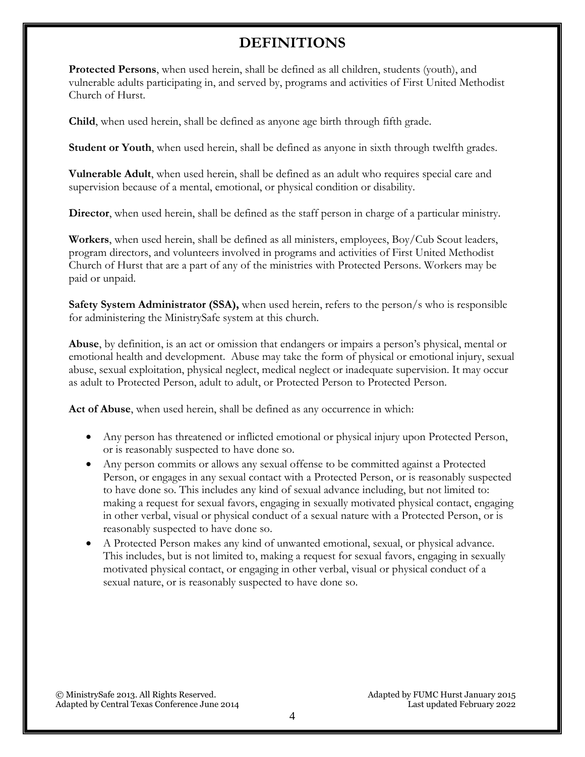# DEFINITIONS

**Protected Persons**, when used herein, shall be defined as all children, students (youth), and vulnerable adults participating in, and served by, programs and activities of First United Methodist Church of Hurst.

**Child**, when used herein, shall be defined as anyone age birth through fifth grade.

**Student or Youth**, when used herein, shall be defined as anyone in sixth through twelfth grades.

**Vulnerable Adult**, when used herein, shall be defined as an adult who requires special care and supervision because of a mental, emotional, or physical condition or disability.

**Director**, when used herein, shall be defined as the staff person in charge of a particular ministry.

**Workers**, when used herein, shall be defined as all ministers, employees, Boy/Cub Scout leaders, program directors, and volunteers involved in programs and activities of First United Methodist Church of Hurst that are a part of any of the ministries with Protected Persons. Workers may be paid or unpaid.

**Safety System Administrator (SSA),** when used herein, refers to the person/s who is responsible for administering the MinistrySafe system at this church.

**Abuse**, by definition, is an act or omission that endangers or impairs a person's physical, mental or emotional health and development. Abuse may take the form of physical or emotional injury, sexual abuse, sexual exploitation, physical neglect, medical neglect or inadequate supervision. It may occur as adult to Protected Person, adult to adult, or Protected Person to Protected Person.

**Act of Abuse**, when used herein, shall be defined as any occurrence in which:

- Any person has threatened or inflicted emotional or physical injury upon Protected Person, or is reasonably suspected to have done so.
- Any person commits or allows any sexual offense to be committed against a Protected Person, or engages in any sexual contact with a Protected Person, or is reasonably suspected to have done so. This includes any kind of sexual advance including, but not limited to: making a request for sexual favors, engaging in sexually motivated physical contact, engaging in other verbal, visual or physical conduct of a sexual nature with a Protected Person, or is reasonably suspected to have done so.
- A Protected Person makes any kind of unwanted emotional, sexual, or physical advance. This includes, but is not limited to, making a request for sexual favors, engaging in sexually motivated physical contact, or engaging in other verbal, visual or physical conduct of a sexual nature, or is reasonably suspected to have done so.

© MinistrySafe 2013. All Rights Reserved.
Adapted by Central Texas Conference June 2014

Adapted by FUMC Hurst January 2015
Last updated February 2022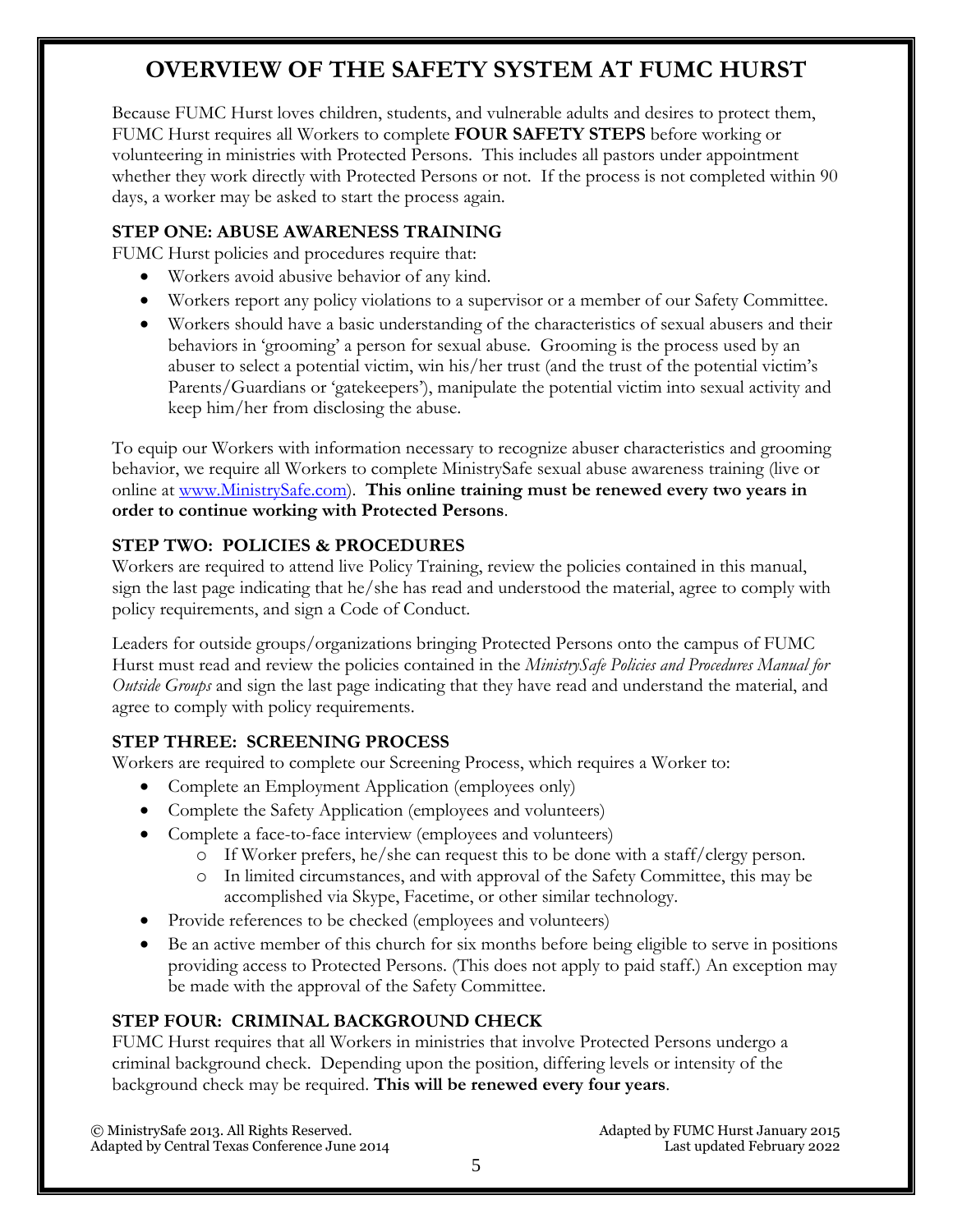# OVERVIEW OF THE SAFETY SYSTEM AT FUMC HURST

Because FUMC Hurst loves children, students, and vulnerable adults and desires to protect them, FUMC Hurst requires all Workers to complete **FOUR SAFETY STEPS** before working or volunteering in ministries with Protected Persons. This includes all pastors under appointment whether they work directly with Protected Persons or not. If the process is not completed within 90 days, a worker may be asked to start the process again.

### STEP ONE: ABUSE AWARENESS TRAINING

FUMC Hurst policies and procedures require that:

- Workers avoid abusive behavior of any kind.
- Workers report any policy violations to a supervisor or a member of our Safety Committee.
- Workers should have a basic understanding of the characteristics of sexual abusers and their behaviors in 'grooming' a person for sexual abuse. Grooming is the process used by an abuser to select a potential victim, win his/her trust (and the trust of the potential victim's Parents/Guardians or 'gatekeepers'), manipulate the potential victim into sexual activity and keep him/her from disclosing the abuse.

To equip our Workers with information necessary to recognize abuser characteristics and grooming behavior, we require all Workers to complete MinistrySafe sexual abuse awareness training (live or online at [www.MinistrySafe.com](http://www.MinistrySafe.com)). **This online training must be renewed every two years in order to continue working with Protected Persons**.

### STEP TWO: POLICIES & PROCEDURES

Workers are required to attend live Policy Training, review the policies contained in this manual, sign the last page indicating that he/she has read and understood the material, agree to comply with policy requirements, and sign a Code of Conduct.

Leaders for outside groups/organizations bringing Protected Persons onto the campus of FUMC Hurst must read and review the policies contained in the *MinistrySafe Policies and Procedures Manual for Outside Groups* and sign the last page indicating that they have read and understand the material, and agree to comply with policy requirements.

### STEP THREE: SCREENING PROCESS

Workers are required to complete our Screening Process, which requires a Worker to:

- Complete an Employment Application (employees only)
- Complete the Safety Application (employees and volunteers)
- Complete a face-to-face interview (employees and volunteers)
  - If Worker prefers, he/she can request this to be done with a staff/clergy person.
  - In limited circumstances, and with approval of the Safety Committee, this may be accomplished via Skype, Facetime, or other similar technology.
- Provide references to be checked (employees and volunteers)
- Be an active member of this church for six months before being eligible to serve in positions providing access to Protected Persons. (This does not apply to paid staff.) An exception may be made with the approval of the Safety Committee.

### STEP FOUR: CRIMINAL BACKGROUND CHECK

FUMC Hurst requires that all Workers in ministries that involve Protected Persons undergo a criminal background check. Depending upon the position, differing levels or intensity of the background check may be required. **This will be renewed every four years**.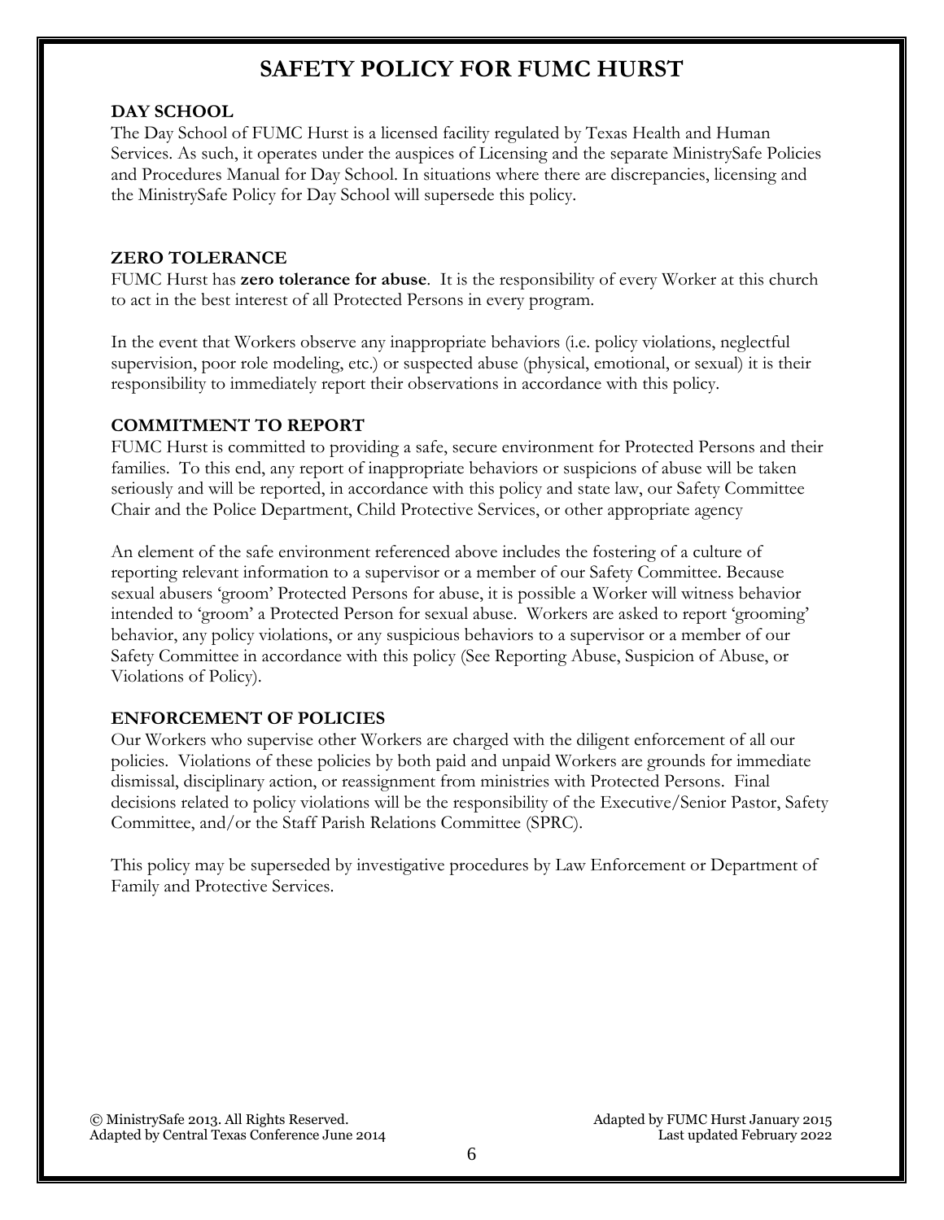# SAFETY POLICY FOR FUMC HURST

## DAY SCHOOL

The Day School of FUMC Hurst is a licensed facility regulated by Texas Health and Human Services. As such, it operates under the auspices of Licensing and the separate MinistrySafe Policies and Procedures Manual for Day School. In situations where there are discrepancies, licensing and the MinistrySafe Policy for Day School will supersede this policy.

## ZERO TOLERANCE

FUMC Hurst has **zero tolerance for abuse**. It is the responsibility of every Worker at this church to act in the best interest of all Protected Persons in every program.

In the event that Workers observe any inappropriate behaviors (i.e. policy violations, neglectful supervision, poor role modeling, etc.) or suspected abuse (physical, emotional, or sexual) it is their responsibility to immediately report their observations in accordance with this policy.

## COMMITMENT TO REPORT

FUMC Hurst is committed to providing a safe, secure environment for Protected Persons and their families. To this end, any report of inappropriate behaviors or suspicions of abuse will be taken seriously and will be reported, in accordance with this policy and state law, our Safety Committee Chair and the Police Department, Child Protective Services, or other appropriate agency

An element of the safe environment referenced above includes the fostering of a culture of reporting relevant information to a supervisor or a member of our Safety Committee. Because sexual abusers 'groom' Protected Persons for abuse, it is possible a Worker will witness behavior intended to 'groom' a Protected Person for sexual abuse. Workers are asked to report 'grooming' behavior, any policy violations, or any suspicious behaviors to a supervisor or a member of our Safety Committee in accordance with this policy (See Reporting Abuse, Suspicion of Abuse, or Violations of Policy).

## ENFORCEMENT OF POLICIES

Our Workers who supervise other Workers are charged with the diligent enforcement of all our policies. Violations of these policies by both paid and unpaid Workers are grounds for immediate dismissal, disciplinary action, or reassignment from ministries with Protected Persons. Final decisions related to policy violations will be the responsibility of the Executive/Senior Pastor, Safety Committee, and/or the Staff Parish Relations Committee (SPRC).

This policy may be superseded by investigative procedures by Law Enforcement or Department of Family and Protective Services.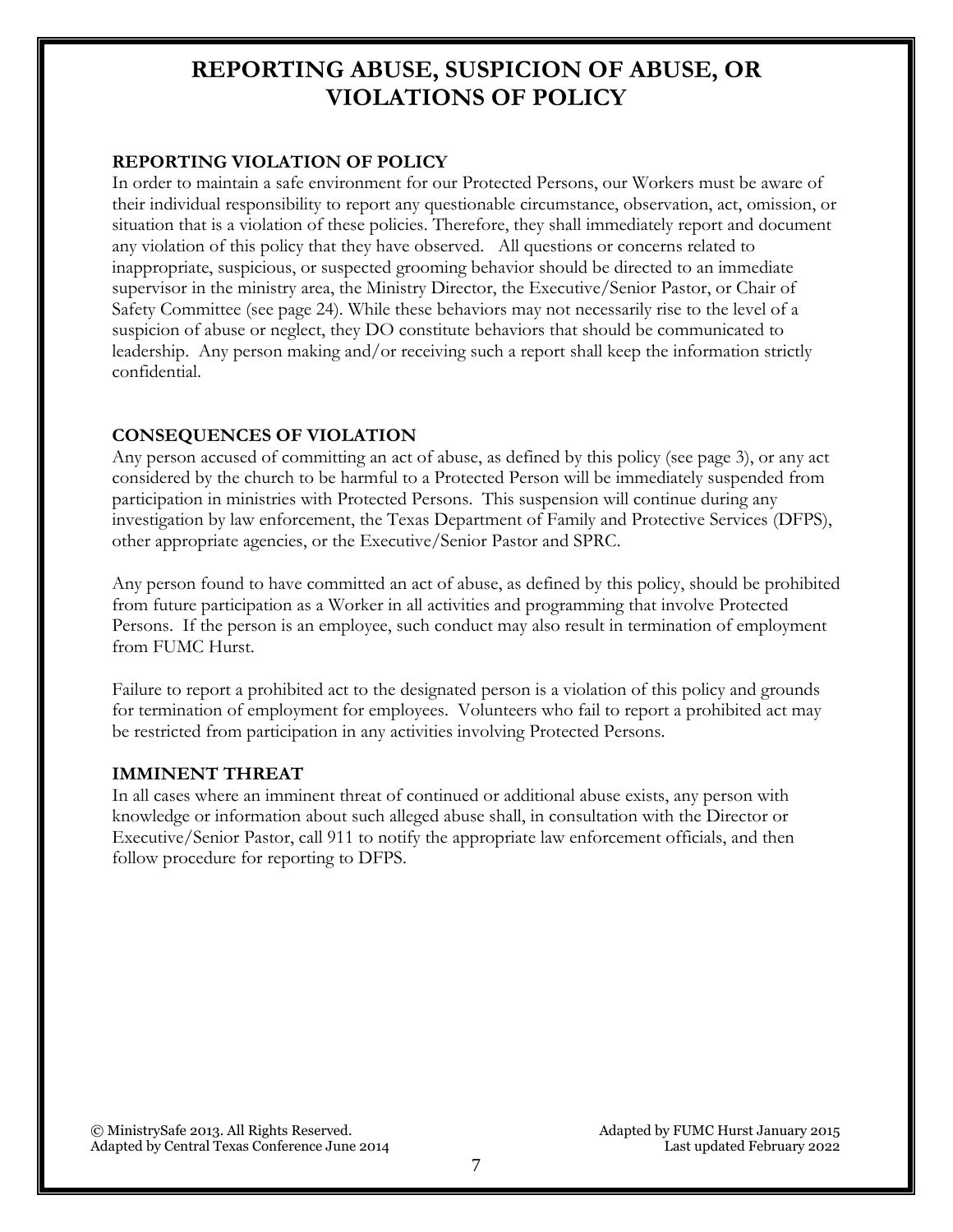# REPORTING ABUSE, SUSPICION OF ABUSE, OR VIOLATIONS OF POLICY

### REPORTING VIOLATION OF POLICY

In order to maintain a safe environment for our Protected Persons, our Workers must be aware of their individual responsibility to report any questionable circumstance, observation, act, omission, or situation that is a violation of these policies. Therefore, they shall immediately report and document any violation of this policy that they have observed. All questions or concerns related to inappropriate, suspicious, or suspected grooming behavior should be directed to an immediate supervisor in the ministry area, the Ministry Director, the Executive/Senior Pastor, or Chair of Safety Committee (see page 24). While these behaviors may not necessarily rise to the level of a suspicion of abuse or neglect, they DO constitute behaviors that should be communicated to leadership. Any person making and/or receiving such a report shall keep the information strictly confidential.

### CONSEQUENCES OF VIOLATION

Any person accused of committing an act of abuse, as defined by this policy (see page 3), or any act considered by the church to be harmful to a Protected Person will be immediately suspended from participation in ministries with Protected Persons. This suspension will continue during any investigation by law enforcement, the Texas Department of Family and Protective Services (DFPS), other appropriate agencies, or the Executive/Senior Pastor and SPRC.

Any person found to have committed an act of abuse, as defined by this policy, should be prohibited from future participation as a Worker in all activities and programming that involve Protected Persons. If the person is an employee, such conduct may also result in termination of employment from FUMC Hurst.

Failure to report a prohibited act to the designated person is a violation of this policy and grounds for termination of employment for employees. Volunteers who fail to report a prohibited act may be restricted from participation in any activities involving Protected Persons.

### IMMINENT THREAT

In all cases where an imminent threat of continued or additional abuse exists, any person with knowledge or information about such alleged abuse shall, in consultation with the Director or Executive/Senior Pastor, call 911 to notify the appropriate law enforcement officials, and then follow procedure for reporting to DFPS.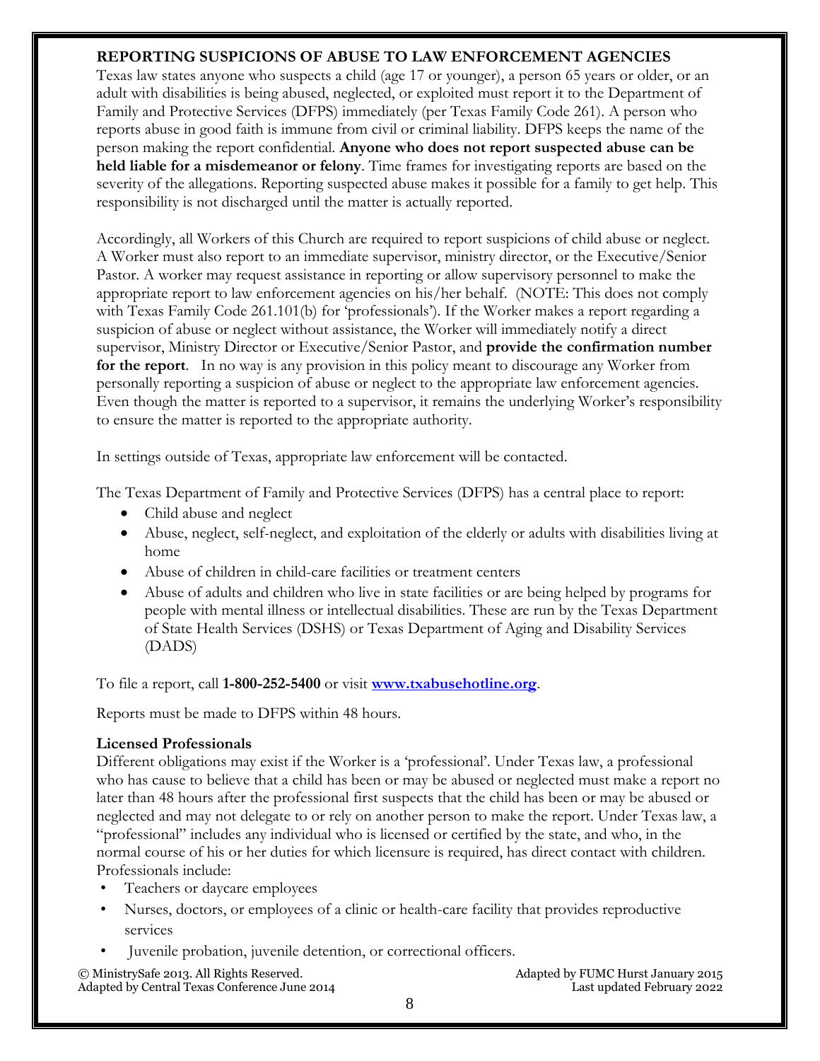## REPORTING SUSPICIONS OF ABUSE TO LAW ENFORCEMENT AGENCIES

Texas law states anyone who suspects a child (age 17 or younger), a person 65 years or older, or an adult with disabilities is being abused, neglected, or exploited must report it to the Department of Family and Protective Services (DFPS) immediately (per Texas Family Code 261). A person who reports abuse in good faith is immune from civil or criminal liability. DFPS keeps the name of the person making the report confidential. **Anyone who does not report suspected abuse can be held liable for a misdemeanor or felony**. Time frames for investigating reports are based on the severity of the allegations. Reporting suspected abuse makes it possible for a family to get help. This responsibility is not discharged until the matter is actually reported.

Accordingly, all Workers of this Church are required to report suspicions of child abuse or neglect. A Worker must also report to an immediate supervisor, ministry director, or the Executive/Senior Pastor. A worker may request assistance in reporting or allow supervisory personnel to make the appropriate report to law enforcement agencies on his/her behalf. (NOTE: This does not comply with Texas Family Code 261.101(b) for 'professionals'). If the Worker makes a report regarding a suspicion of abuse or neglect without assistance, the Worker will immediately notify a direct supervisor, Ministry Director or Executive/Senior Pastor, and **provide the confirmation number for the report**. In no way is any provision in this policy meant to discourage any Worker from personally reporting a suspicion of abuse or neglect to the appropriate law enforcement agencies. Even though the matter is reported to a supervisor, it remains the underlying Worker's responsibility to ensure the matter is reported to the appropriate authority.

In settings outside of Texas, appropriate law enforcement will be contacted.

The Texas Department of Family and Protective Services (DFPS) has a central place to report:

- Child abuse and neglect
- Abuse, neglect, self-neglect, and exploitation of the elderly or adults with disabilities living at home
- Abuse of children in child-care facilities or treatment centers
- Abuse of adults and children who live in state facilities or are being helped by programs for people with mental illness or intellectual disabilities. These are run by the Texas Department of State Health Services (DSHS) or Texas Department of Aging and Disability Services (DADS)

To file a report, call **1-800-252-5400** or visit **[www.txabusehotline.org](http://www.txabusehotline.org)**.

Reports must be made to DFPS within 48 hours.

### Licensed Professionals

Different obligations may exist if the Worker is a 'professional'. Under Texas law, a professional who has cause to believe that a child has been or may be abused or neglected must make a report no later than 48 hours after the professional first suspects that the child has been or may be abused or neglected and may not delegate to or rely on another person to make the report. Under Texas law, a "professional" includes any individual who is licensed or certified by the state, and who, in the normal course of his or her duties for which licensure is required, has direct contact with children. Professionals include:

- Teachers or daycare employees
- Nurses, doctors, or employees of a clinic or health-care facility that provides reproductive services
- Juvenile probation, juvenile detention, or correctional officers.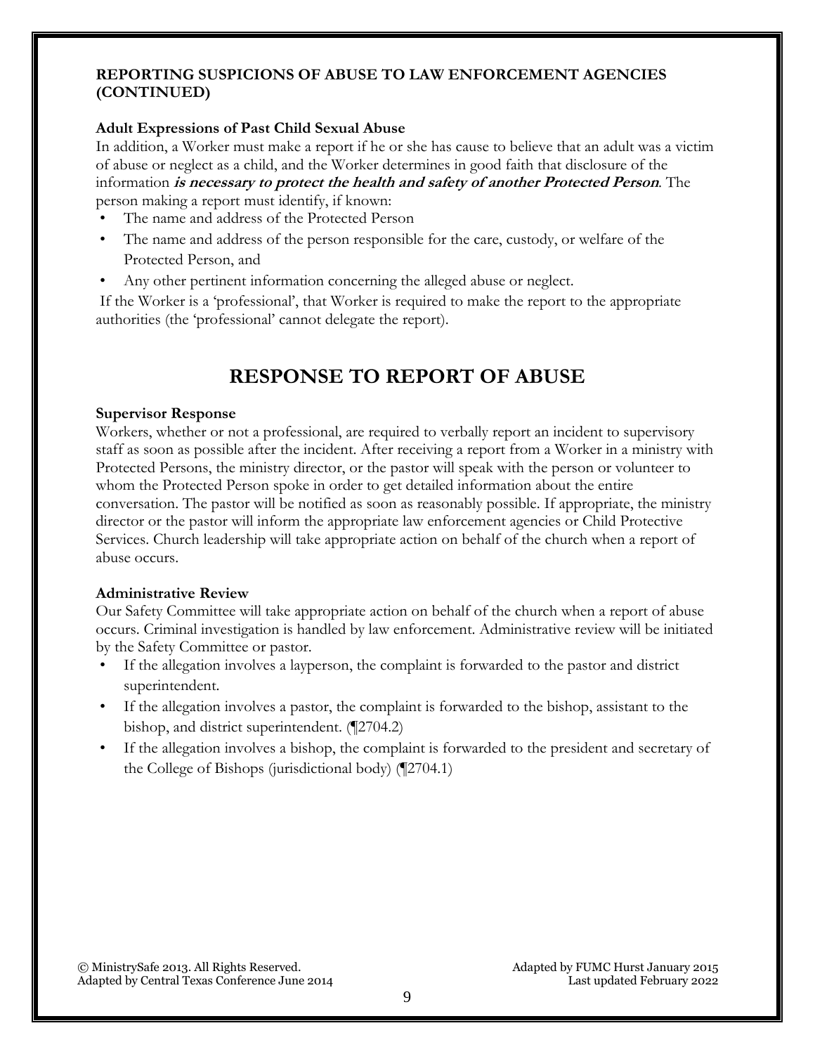**REPORTING SUSPICIONS OF ABUSE TO LAW ENFORCEMENT AGENCIES (CONTINUED)**

**Adult Expressions of Past Child Sexual Abuse**

In addition, a Worker must make a report if he or she has cause to believe that an adult was a victim of abuse or neglect as a child, and the Worker determines in good faith that disclosure of the information ***is necessary to protect the health and safety of another Protected Person***. The person making a report must identify, if known:

- The name and address of the Protected Person
- The name and address of the person responsible for the care, custody, or welfare of the Protected Person, and
- Any other pertinent information concerning the alleged abuse or neglect.

If the Worker is a 'professional', that Worker is required to make the report to the appropriate authorities (the 'professional' cannot delegate the report).

# RESPONSE TO REPORT OF ABUSE

**Supervisor Response**

Workers, whether or not a professional, are required to verbally report an incident to supervisory staff as soon as possible after the incident. After receiving a report from a Worker in a ministry with Protected Persons, the ministry director, or the pastor will speak with the person or volunteer to whom the Protected Person spoke in order to get detailed information about the entire conversation. The pastor will be notified as soon as reasonably possible. If appropriate, the ministry director or the pastor will inform the appropriate law enforcement agencies or Child Protective Services. Church leadership will take appropriate action on behalf of the church when a report of abuse occurs.

**Administrative Review**

Our Safety Committee will take appropriate action on behalf of the church when a report of abuse occurs. Criminal investigation is handled by law enforcement. Administrative review will be initiated by the Safety Committee or pastor.

- If the allegation involves a layperson, the complaint is forwarded to the pastor and district superintendent.
- If the allegation involves a pastor, the complaint is forwarded to the bishop, assistant to the bishop, and district superintendent. (¶2704.2)
- If the allegation involves a bishop, the complaint is forwarded to the president and secretary of the College of Bishops (jurisdictional body) (¶2704.1)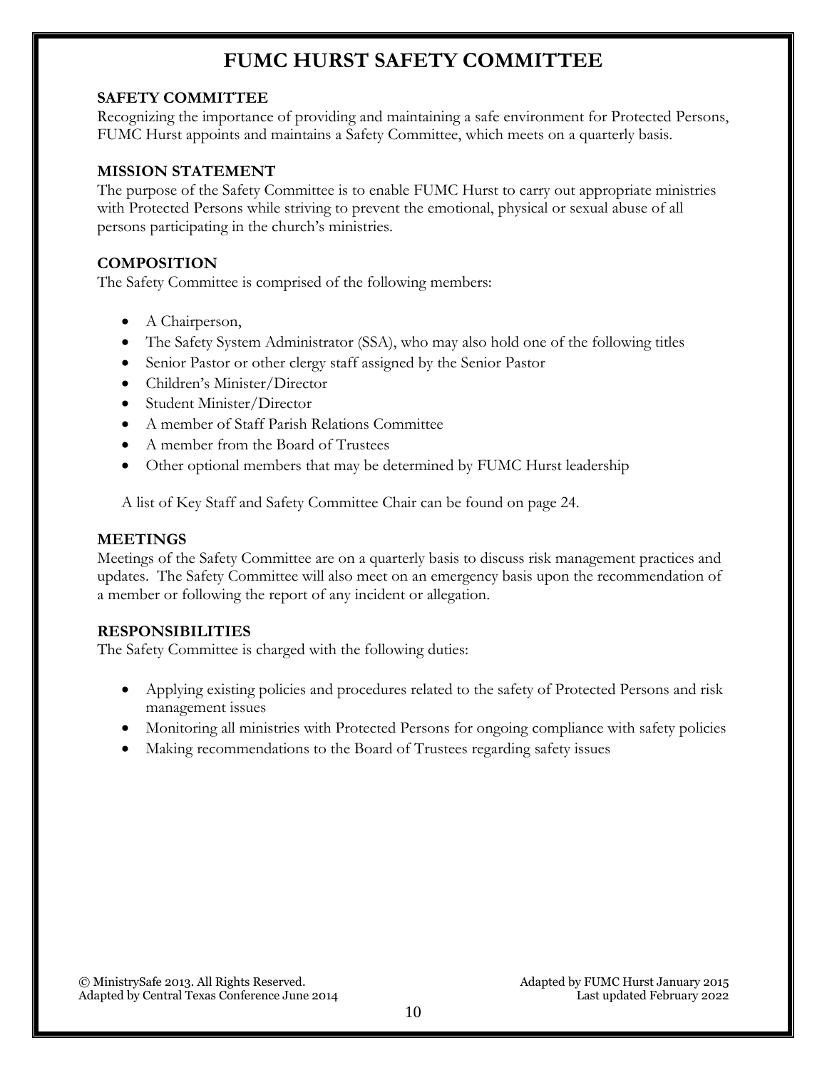# FUMC HURST SAFETY COMMITTEE

## SAFETY COMMITTEE

Recognizing the importance of providing and maintaining a safe environment for Protected Persons, FUMC Hurst appoints and maintains a Safety Committee, which meets on a quarterly basis.

## MISSION STATEMENT

The purpose of the Safety Committee is to enable FUMC Hurst to carry out appropriate ministries with Protected Persons while striving to prevent the emotional, physical or sexual abuse of all persons participating in the church's ministries.

## COMPOSITION

The Safety Committee is comprised of the following members:

- A Chairperson,
- The Safety System Administrator (SSA), who may also hold one of the following titles
- Senior Pastor or other clergy staff assigned by the Senior Pastor
- Children's Minister/Director
- Student Minister/Director
- A member of Staff Parish Relations Committee
- A member from the Board of Trustees
- Other optional members that may be determined by FUMC Hurst leadership

A list of Key Staff and Safety Committee Chair can be found on page 24.

## MEETINGS

Meetings of the Safety Committee are on a quarterly basis to discuss risk management practices and updates. The Safety Committee will also meet on an emergency basis upon the recommendation of a member or following the report of any incident or allegation.

## RESPONSIBILITIES

The Safety Committee is charged with the following duties:

- Applying existing policies and procedures related to the safety of Protected Persons and risk management issues
- Monitoring all ministries with Protected Persons for ongoing compliance with safety policies
- Making recommendations to the Board of Trustees regarding safety issues

© MinistrySafe 2013. All Rights Reserved.
Adapted by Central Texas Conference June 2014

Adapted by FUMC Hurst January 2015
Last updated February 2022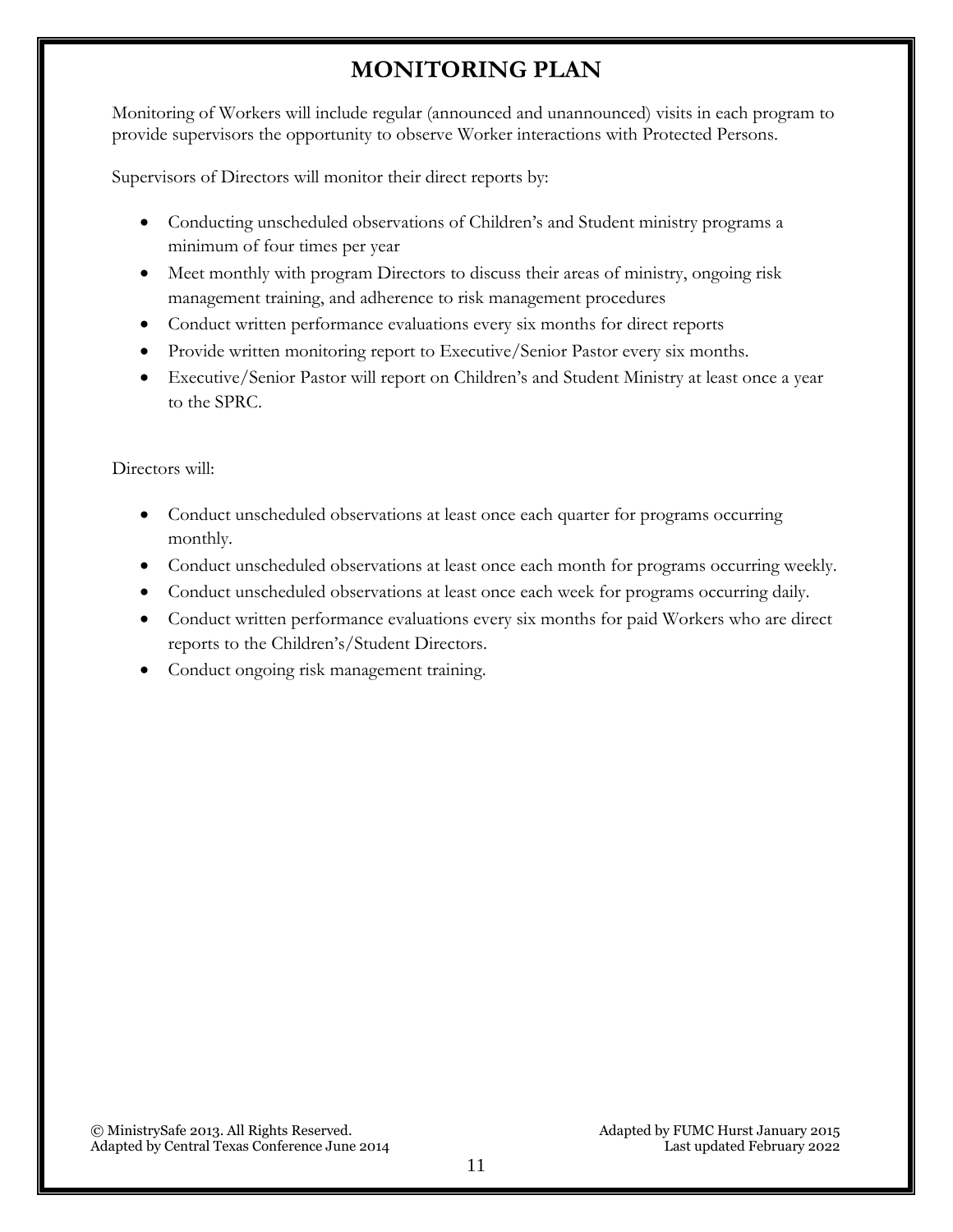# MONITORING PLAN

Monitoring of Workers will include regular (announced and unannounced) visits in each program to provide supervisors the opportunity to observe Worker interactions with Protected Persons.

Supervisors of Directors will monitor their direct reports by:

- Conducting unscheduled observations of Children's and Student ministry programs a minimum of four times per year
- Meet monthly with program Directors to discuss their areas of ministry, ongoing risk management training, and adherence to risk management procedures
- Conduct written performance evaluations every six months for direct reports
- Provide written monitoring report to Executive/Senior Pastor every six months.
- Executive/Senior Pastor will report on Children's and Student Ministry at least once a year to the SPRC.

Directors will:

- Conduct unscheduled observations at least once each quarter for programs occurring monthly.
- Conduct unscheduled observations at least once each month for programs occurring weekly.
- Conduct unscheduled observations at least once each week for programs occurring daily.
- Conduct written performance evaluations every six months for paid Workers who are direct reports to the Children's/Student Directors.
- Conduct ongoing risk management training.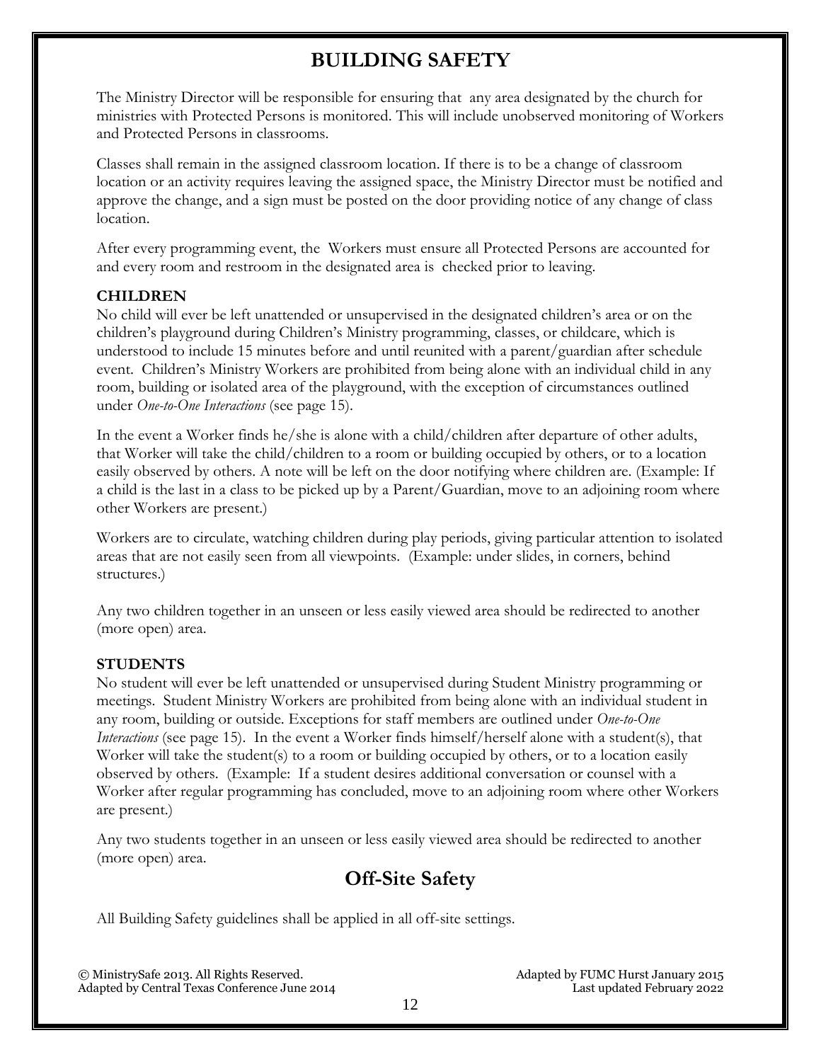# BUILDING SAFETY

The Ministry Director will be responsible for ensuring that any area designated by the church for ministries with Protected Persons is monitored. This will include unobserved monitoring of Workers and Protected Persons in classrooms.

Classes shall remain in the assigned classroom location. If there is to be a change of classroom location or an activity requires leaving the assigned space, the Ministry Director must be notified and approve the change, and a sign must be posted on the door providing notice of any change of class location.

After every programming event, the Workers must ensure all Protected Persons are accounted for and every room and restroom in the designated area is checked prior to leaving.

### CHILDREN

No child will ever be left unattended or unsupervised in the designated children's area or on the children's playground during Children's Ministry programming, classes, or childcare, which is understood to include 15 minutes before and until reunited with a parent/guardian after schedule event. Children's Ministry Workers are prohibited from being alone with an individual child in any room, building or isolated area of the playground, with the exception of circumstances outlined under *One-to-One Interactions* (see page 15).

In the event a Worker finds he/she is alone with a child/children after departure of other adults, that Worker will take the child/children to a room or building occupied by others, or to a location easily observed by others. A note will be left on the door notifying where children are. (Example: If a child is the last in a class to be picked up by a Parent/Guardian, move to an adjoining room where other Workers are present.)

Workers are to circulate, watching children during play periods, giving particular attention to isolated areas that are not easily seen from all viewpoints. (Example: under slides, in corners, behind structures.)

Any two children together in an unseen or less easily viewed area should be redirected to another (more open) area.

### STUDENTS

No student will ever be left unattended or unsupervised during Student Ministry programming or meetings. Student Ministry Workers are prohibited from being alone with an individual student in any room, building or outside. Exceptions for staff members are outlined under *One-to-One Interactions* (see page 15). In the event a Worker finds himself/herself alone with a student(s), that Worker will take the student(s) to a room or building occupied by others, or to a location easily observed by others. (Example: If a student desires additional conversation or counsel with a Worker after regular programming has concluded, move to an adjoining room where other Workers are present.)

Any two students together in an unseen or less easily viewed area should be redirected to another (more open) area.

# Off-Site Safety

All Building Safety guidelines shall be applied in all off-site settings.

© MinistrySafe 2013. All Rights Reserved.
Adapted by Central Texas Conference June 2014

Adapted by FUMC Hurst January 2015
Last updated February 2022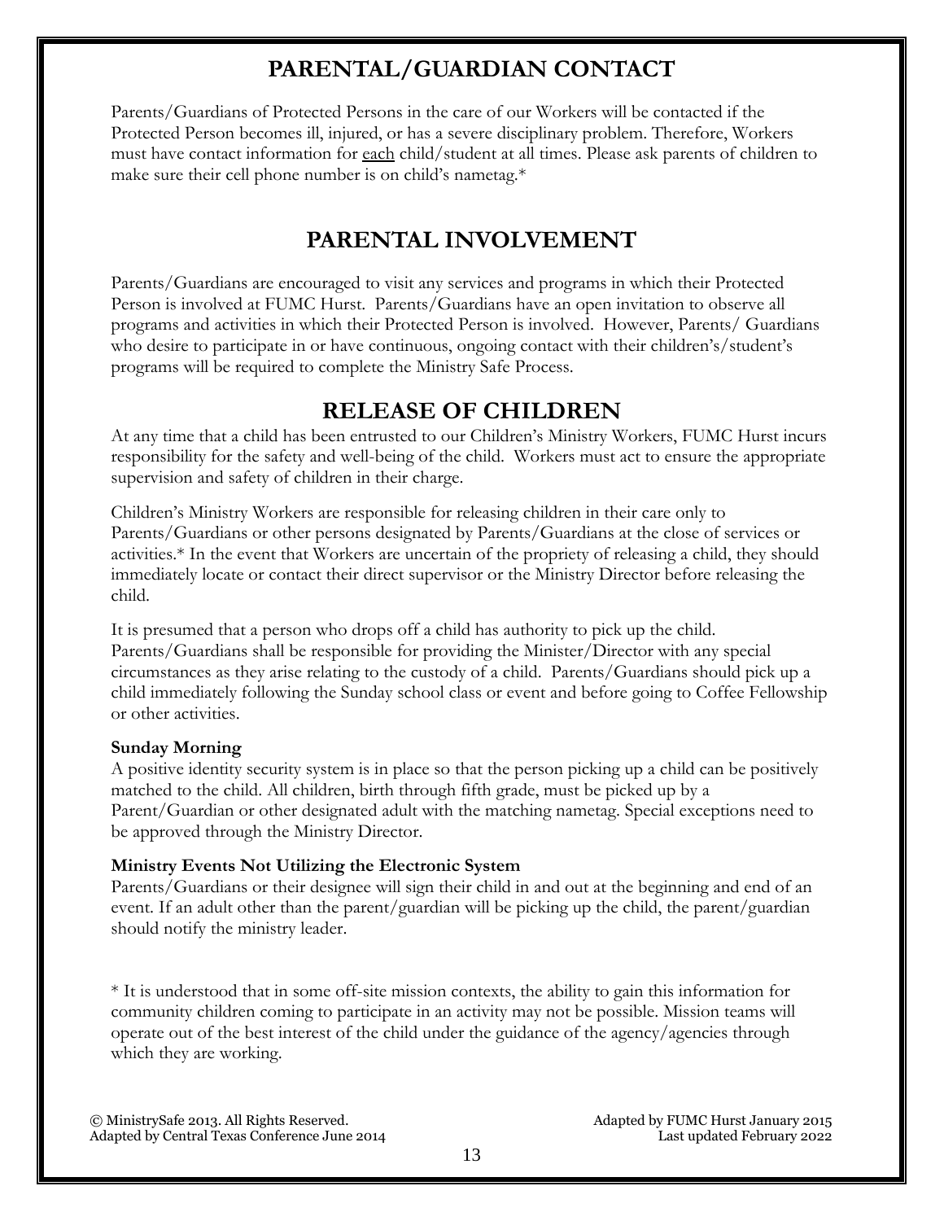# PARENTAL/GUARDIAN CONTACT

Parents/Guardians of Protected Persons in the care of our Workers will be contacted if the Protected Person becomes ill, injured, or has a severe disciplinary problem. Therefore, Workers must have contact information for each child/student at all times. Please ask parents of children to make sure their cell phone number is on child's nametag.*

# PARENTAL INVOLVEMENT

Parents/Guardians are encouraged to visit any services and programs in which their Protected Person is involved at FUMC Hurst. Parents/Guardians have an open invitation to observe all programs and activities in which their Protected Person is involved. However, Parents/ Guardians who desire to participate in or have continuous, ongoing contact with their children's/student's programs will be required to complete the Ministry Safe Process.

# RELEASE OF CHILDREN

At any time that a child has been entrusted to our Children's Ministry Workers, FUMC Hurst incurs responsibility for the safety and well-being of the child. Workers must act to ensure the appropriate supervision and safety of children in their charge.

Children's Ministry Workers are responsible for releasing children in their care only to Parents/Guardians or other persons designated by Parents/Guardians at the close of services or activities.* In the event that Workers are uncertain of the propriety of releasing a child, they should immediately locate or contact their direct supervisor or the Ministry Director before releasing the child.

It is presumed that a person who drops off a child has authority to pick up the child. Parents/Guardians shall be responsible for providing the Minister/Director with any special circumstances as they arise relating to the custody of a child. Parents/Guardians should pick up a child immediately following the Sunday school class or event and before going to Coffee Fellowship or other activities.

**Sunday Morning**

A positive identity security system is in place so that the person picking up a child can be positively matched to the child. All children, birth through fifth grade, must be picked up by a Parent/Guardian or other designated adult with the matching nametag. Special exceptions need to be approved through the Ministry Director.

**Ministry Events Not Utilizing the Electronic System**

Parents/Guardians or their designee will sign their child in and out at the beginning and end of an event. If an adult other than the parent/guardian will be picking up the child, the parent/guardian should notify the ministry leader.

* It is understood that in some off-site mission contexts, the ability to gain this information for community children coming to participate in an activity may not be possible. Mission teams will operate out of the best interest of the child under the guidance of the agency/agencies through which they are working.

© MinistrySafe 2013. All Rights Reserved.
Adapted by Central Texas Conference June 2014

Adapted by FUMC Hurst January 2015
Last updated February 2022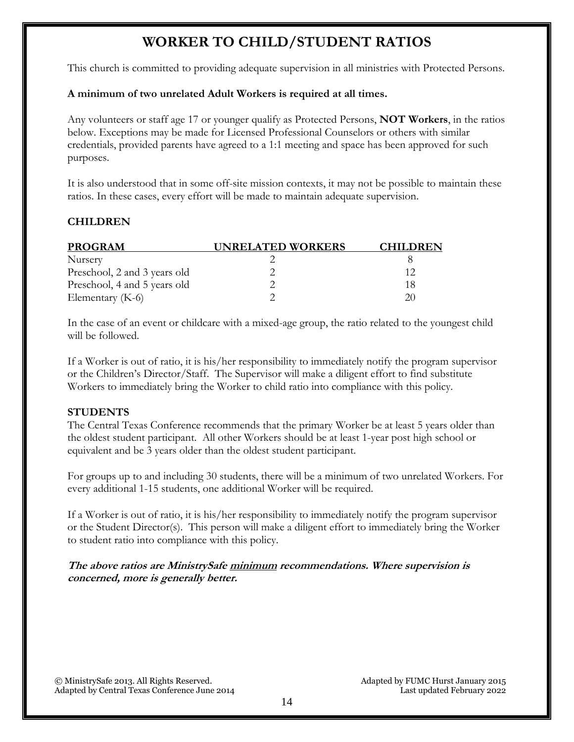# WORKER TO CHILD/STUDENT RATIOS

This church is committed to providing adequate supervision in all ministries with Protected Persons.

**A minimum of two unrelated Adult Workers is required at all times.**

Any volunteers or staff age 17 or younger qualify as Protected Persons, **NOT Workers**, in the ratios below. Exceptions may be made for Licensed Professional Counselors or others with similar credentials, provided parents have agreed to a 1:1 meeting and space has been approved for such purposes.

It is also understood that in some off-site mission contexts, it may not be possible to maintain these ratios. In these cases, every effort will be made to maintain adequate supervision.

## CHILDREN

| PROGRAM | UNRELATED WORKERS | CHILDREN |
|---|---|---|
| Nursery | 2 | 8 |
| Preschool, 2 and 3 years old | 2 | 12 |
| Preschool, 4 and 5 years old | 2 | 18 |
| Elementary (K-6) | 2 | 20 |

In the case of an event or childcare with a mixed-age group, the ratio related to the youngest child will be followed.

If a Worker is out of ratio, it is his/her responsibility to immediately notify the program supervisor or the Children's Director/Staff. The Supervisor will make a diligent effort to find substitute Workers to immediately bring the Worker to child ratio into compliance with this policy.

## STUDENTS

The Central Texas Conference recommends that the primary Worker be at least 5 years older than the oldest student participant. All other Workers should be at least 1-year post high school or equivalent and be 3 years older than the oldest student participant.

For groups up to and including 30 students, there will be a minimum of two unrelated Workers. For every additional 1-15 students, one additional Worker will be required.

If a Worker is out of ratio, it is his/her responsibility to immediately notify the program supervisor or the Student Director(s). This person will make a diligent effort to immediately bring the Worker to student ratio into compliance with this policy.

***The above ratios are MinistrySafe <u>minimum</u> recommendations. Where supervision is concerned, more is generally better.***

© MinistrySafe 2013. All Rights Reserved.
Adapted by Central Texas Conference June 2014

Adapted by FUMC Hurst January 2015
Last updated February 2022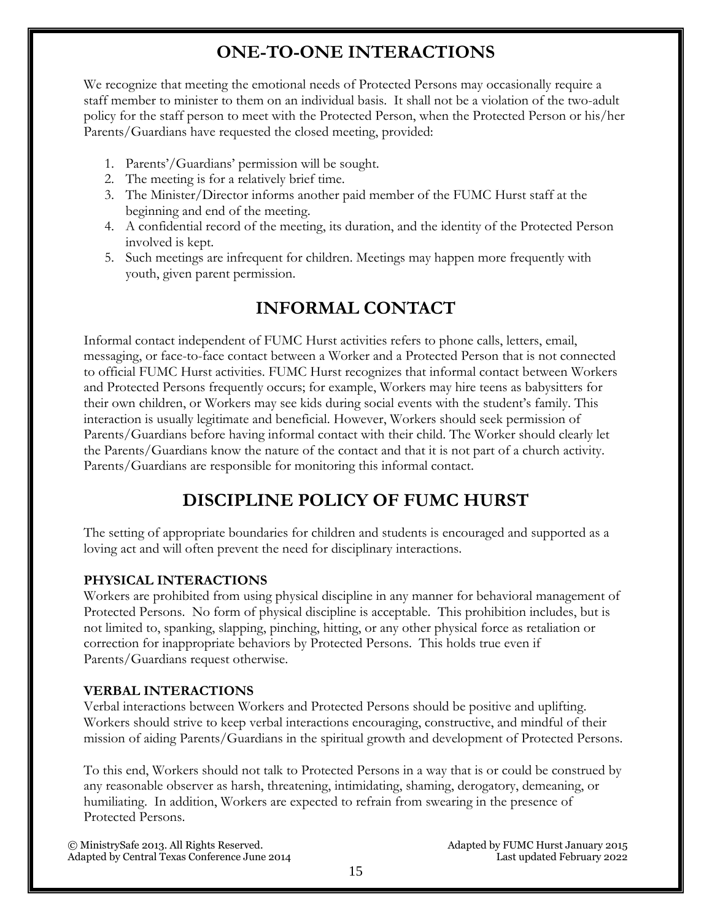## ONE-TO-ONE INTERACTIONS

We recognize that meeting the emotional needs of Protected Persons may occasionally require a staff member to minister to them on an individual basis. It shall not be a violation of the two-adult policy for the staff person to meet with the Protected Person, when the Protected Person or his/her Parents/Guardians have requested the closed meeting, provided:

1. Parents'/Guardians' permission will be sought.
2. The meeting is for a relatively brief time.
3. The Minister/Director informs another paid member of the FUMC Hurst staff at the beginning and end of the meeting.
4. A confidential record of the meeting, its duration, and the identity of the Protected Person involved is kept.
5. Such meetings are infrequent for children. Meetings may happen more frequently with youth, given parent permission.

## INFORMAL CONTACT

Informal contact independent of FUMC Hurst activities refers to phone calls, letters, email, messaging, or face-to-face contact between a Worker and a Protected Person that is not connected to official FUMC Hurst activities. FUMC Hurst recognizes that informal contact between Workers and Protected Persons frequently occurs; for example, Workers may hire teens as babysitters for their own children, or Workers may see kids during social events with the student's family. This interaction is usually legitimate and beneficial. However, Workers should seek permission of Parents/Guardians before having informal contact with their child. The Worker should clearly let the Parents/Guardians know the nature of the contact and that it is not part of a church activity. Parents/Guardians are responsible for monitoring this informal contact.

## DISCIPLINE POLICY OF FUMC HURST

The setting of appropriate boundaries for children and students is encouraged and supported as a loving act and will often prevent the need for disciplinary interactions.

### PHYSICAL INTERACTIONS

Workers are prohibited from using physical discipline in any manner for behavioral management of Protected Persons. No form of physical discipline is acceptable. This prohibition includes, but is not limited to, spanking, slapping, pinching, hitting, or any other physical force as retaliation or correction for inappropriate behaviors by Protected Persons. This holds true even if Parents/Guardians request otherwise.

### VERBAL INTERACTIONS

Verbal interactions between Workers and Protected Persons should be positive and uplifting. Workers should strive to keep verbal interactions encouraging, constructive, and mindful of their mission of aiding Parents/Guardians in the spiritual growth and development of Protected Persons.

To this end, Workers should not talk to Protected Persons in a way that is or could be construed by any reasonable observer as harsh, threatening, intimidating, shaming, derogatory, demeaning, or humiliating. In addition, Workers are expected to refrain from swearing in the presence of Protected Persons.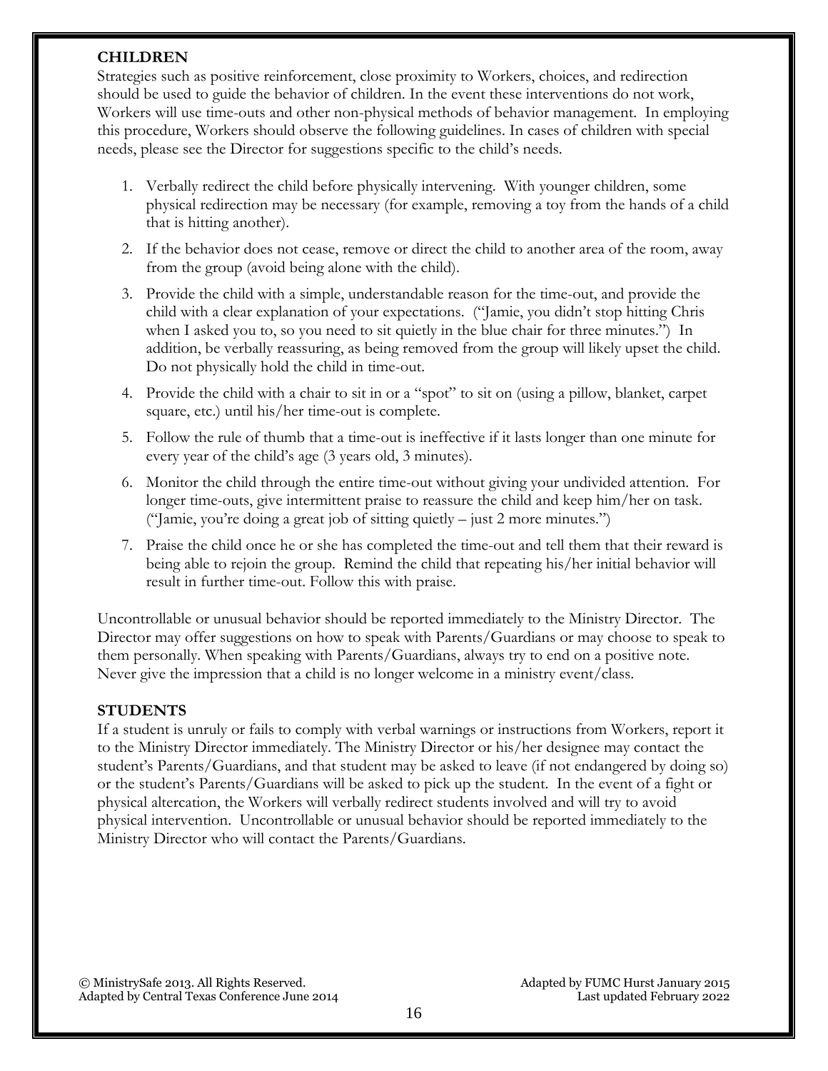## CHILDREN

Strategies such as positive reinforcement, close proximity to Workers, choices, and redirection should be used to guide the behavior of children. In the event these interventions do not work, Workers will use time-outs and other non-physical methods of behavior management. In employing this procedure, Workers should observe the following guidelines. In cases of children with special needs, please see the Director for suggestions specific to the child's needs.

1. Verbally redirect the child before physically intervening. With younger children, some physical redirection may be necessary (for example, removing a toy from the hands of a child that is hitting another).
2. If the behavior does not cease, remove or direct the child to another area of the room, away from the group (avoid being alone with the child).
3. Provide the child with a simple, understandable reason for the time-out, and provide the child with a clear explanation of your expectations. ("Jamie, you didn't stop hitting Chris when I asked you to, so you need to sit quietly in the blue chair for three minutes.") In addition, be verbally reassuring, as being removed from the group will likely upset the child. Do not physically hold the child in time-out.
4. Provide the child with a chair to sit in or a "spot" to sit on (using a pillow, blanket, carpet square, etc.) until his/her time-out is complete.
5. Follow the rule of thumb that a time-out is ineffective if it lasts longer than one minute for every year of the child's age (3 years old, 3 minutes).
6. Monitor the child through the entire time-out without giving your undivided attention. For longer time-outs, give intermittent praise to reassure the child and keep him/her on task. ("Jamie, you're doing a great job of sitting quietly – just 2 more minutes.")
7. Praise the child once he or she has completed the time-out and tell them that their reward is being able to rejoin the group. Remind the child that repeating his/her initial behavior will result in further time-out. Follow this with praise.

Uncontrollable or unusual behavior should be reported immediately to the Ministry Director. The Director may offer suggestions on how to speak with Parents/Guardians or may choose to speak to them personally. When speaking with Parents/Guardians, always try to end on a positive note. Never give the impression that a child is no longer welcome in a ministry event/class.

## STUDENTS

If a student is unruly or fails to comply with verbal warnings or instructions from Workers, report it to the Ministry Director immediately. The Ministry Director or his/her designee may contact the student's Parents/Guardians, and that student may be asked to leave (if not endangered by doing so) or the student's Parents/Guardians will be asked to pick up the student. In the event of a fight or physical altercation, the Workers will verbally redirect students involved and will try to avoid physical intervention. Uncontrollable or unusual behavior should be reported immediately to the Ministry Director who will contact the Parents/Guardians.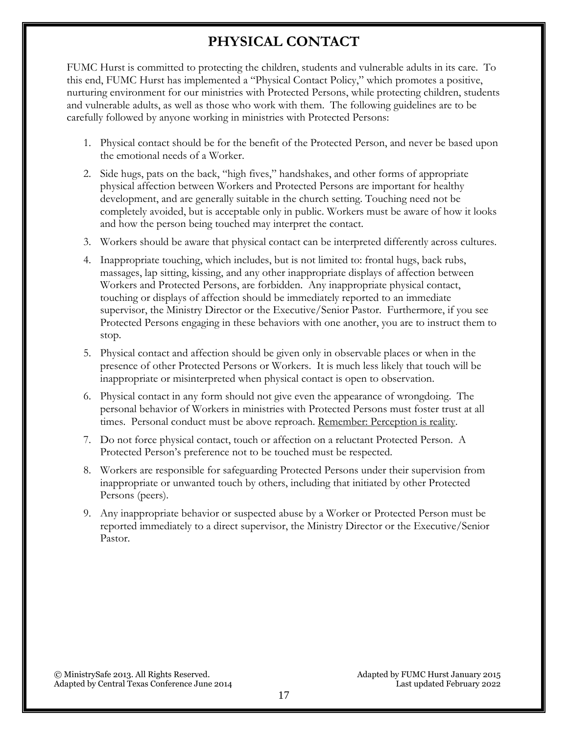# PHYSICAL CONTACT

FUMC Hurst is committed to protecting the children, students and vulnerable adults in its care. To this end, FUMC Hurst has implemented a "Physical Contact Policy," which promotes a positive, nurturing environment for our ministries with Protected Persons, while protecting children, students and vulnerable adults, as well as those who work with them. The following guidelines are to be carefully followed by anyone working in ministries with Protected Persons:

1. Physical contact should be for the benefit of the Protected Person, and never be based upon the emotional needs of a Worker.
2. Side hugs, pats on the back, "high fives," handshakes, and other forms of appropriate physical affection between Workers and Protected Persons are important for healthy development, and are generally suitable in the church setting. Touching need not be completely avoided, but is acceptable only in public. Workers must be aware of how it looks and how the person being touched may interpret the contact.
3. Workers should be aware that physical contact can be interpreted differently across cultures.
4. Inappropriate touching, which includes, but is not limited to: frontal hugs, back rubs, massages, lap sitting, kissing, and any other inappropriate displays of affection between Workers and Protected Persons, are forbidden. Any inappropriate physical contact, touching or displays of affection should be immediately reported to an immediate supervisor, the Ministry Director or the Executive/Senior Pastor. Furthermore, if you see Protected Persons engaging in these behaviors with one another, you are to instruct them to stop.
5. Physical contact and affection should be given only in observable places or when in the presence of other Protected Persons or Workers. It is much less likely that touch will be inappropriate or misinterpreted when physical contact is open to observation.
6. Physical contact in any form should not give even the appearance of wrongdoing. The personal behavior of Workers in ministries with Protected Persons must foster trust at all times. Personal conduct must be above reproach. <u>Remember: Perception is reality</u>.
7. Do not force physical contact, touch or affection on a reluctant Protected Person. A Protected Person's preference not to be touched must be respected.
8. Workers are responsible for safeguarding Protected Persons under their supervision from inappropriate or unwanted touch by others, including that initiated by other Protected Persons (peers).
9. Any inappropriate behavior or suspected abuse by a Worker or Protected Person must be reported immediately to a direct supervisor, the Ministry Director or the Executive/Senior Pastor.

© MinistrySafe 2013. All Rights Reserved.
Adapted by Central Texas Conference June 2014

Adapted by FUMC Hurst January 2015
Last updated February 2022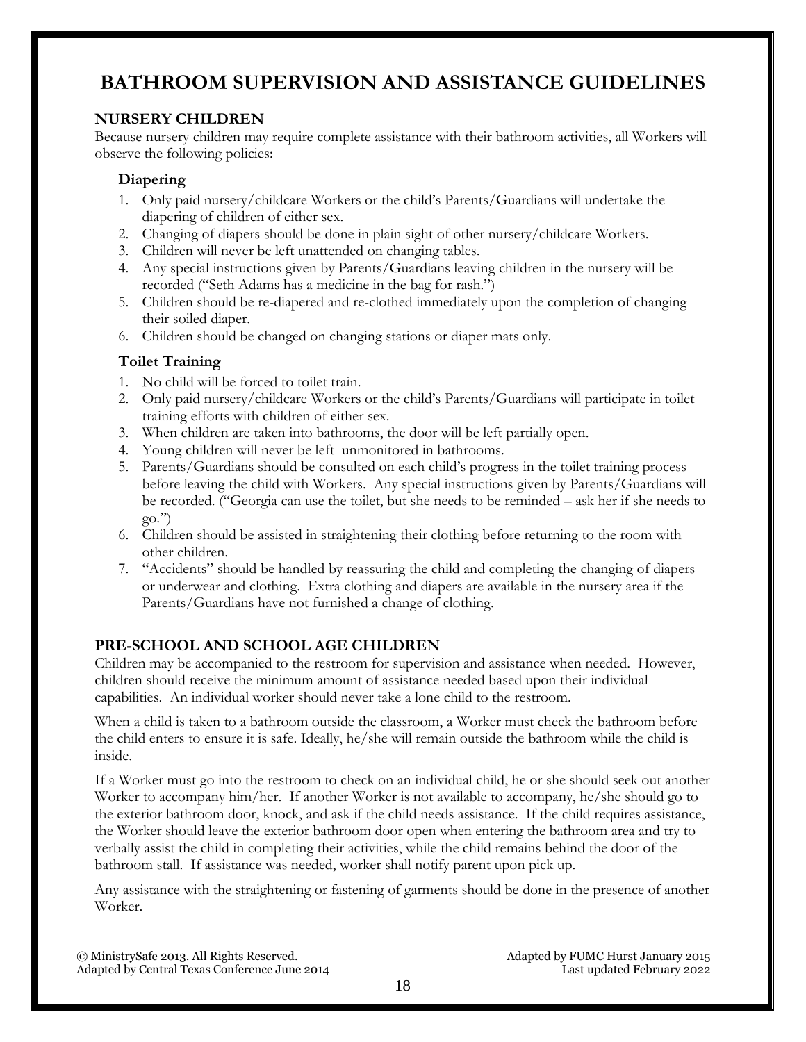# BATHROOM SUPERVISION AND ASSISTANCE GUIDELINES

## NURSERY CHILDREN

Because nursery children may require complete assistance with their bathroom activities, all Workers will observe the following policies:

### Diapering

1. Only paid nursery/childcare Workers or the child's Parents/Guardians will undertake the diapering of children of either sex.
2. Changing of diapers should be done in plain sight of other nursery/childcare Workers.
3. Children will never be left unattended on changing tables.
4. Any special instructions given by Parents/Guardians leaving children in the nursery will be recorded ("Seth Adams has a medicine in the bag for rash.")
5. Children should be re-diapered and re-clothed immediately upon the completion of changing their soiled diaper.
6. Children should be changed on changing stations or diaper mats only.

### Toilet Training

1. No child will be forced to toilet train.
2. Only paid nursery/childcare Workers or the child's Parents/Guardians will participate in toilet training efforts with children of either sex.
3. When children are taken into bathrooms, the door will be left partially open.
4. Young children will never be left unmonitored in bathrooms.
5. Parents/Guardians should be consulted on each child's progress in the toilet training process before leaving the child with Workers. Any special instructions given by Parents/Guardians will be recorded. ("Georgia can use the toilet, but she needs to be reminded – ask her if she needs to go.")
6. Children should be assisted in straightening their clothing before returning to the room with other children.
7. "Accidents" should be handled by reassuring the child and completing the changing of diapers or underwear and clothing. Extra clothing and diapers are available in the nursery area if the Parents/Guardians have not furnished a change of clothing.

## PRE-SCHOOL AND SCHOOL AGE CHILDREN

Children may be accompanied to the restroom for supervision and assistance when needed. However, children should receive the minimum amount of assistance needed based upon their individual capabilities. An individual worker should never take a lone child to the restroom.

When a child is taken to a bathroom outside the classroom, a Worker must check the bathroom before the child enters to ensure it is safe. Ideally, he/she will remain outside the bathroom while the child is inside.

If a Worker must go into the restroom to check on an individual child, he or she should seek out another Worker to accompany him/her. If another Worker is not available to accompany, he/she should go to the exterior bathroom door, knock, and ask if the child needs assistance. If the child requires assistance, the Worker should leave the exterior bathroom door open when entering the bathroom area and try to verbally assist the child in completing their activities, while the child remains behind the door of the bathroom stall. If assistance was needed, worker shall notify parent upon pick up.

Any assistance with the straightening or fastening of garments should be done in the presence of another Worker.

© MinistrySafe 2013. All Rights Reserved.
Adapted by Central Texas Conference June 2014

Adapted by FUMC Hurst January 2015
Last updated February 2022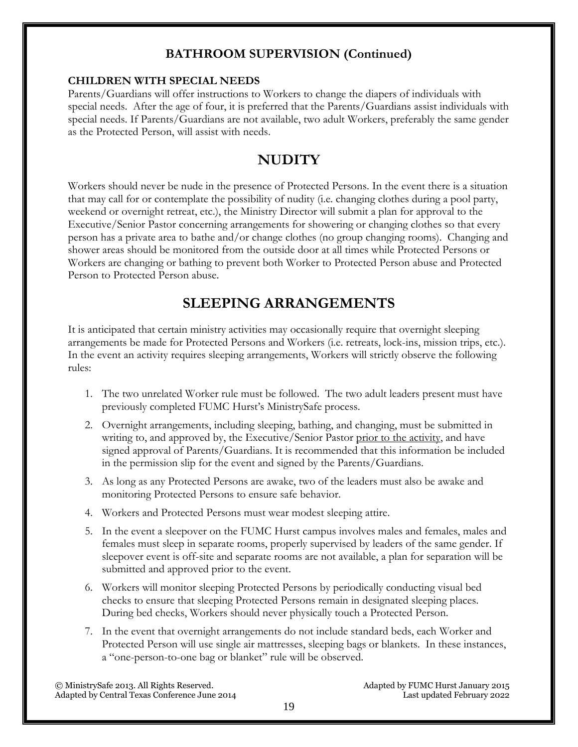## BATHROOM SUPERVISION (Continued)

### CHILDREN WITH SPECIAL NEEDS

Parents/Guardians will offer instructions to Workers to change the diapers of individuals with special needs. After the age of four, it is preferred that the Parents/Guardians assist individuals with special needs. If Parents/Guardians are not available, two adult Workers, preferably the same gender as the Protected Person, will assist with needs.

# NUDITY

Workers should never be nude in the presence of Protected Persons. In the event there is a situation that may call for or contemplate the possibility of nudity (i.e. changing clothes during a pool party, weekend or overnight retreat, etc.), the Ministry Director will submit a plan for approval to the Executive/Senior Pastor concerning arrangements for showering or changing clothes so that every person has a private area to bathe and/or change clothes (no group changing rooms). Changing and shower areas should be monitored from the outside door at all times while Protected Persons or Workers are changing or bathing to prevent both Worker to Protected Person abuse and Protected Person to Protected Person abuse.

# SLEEPING ARRANGEMENTS

It is anticipated that certain ministry activities may occasionally require that overnight sleeping arrangements be made for Protected Persons and Workers (i.e. retreats, lock-ins, mission trips, etc.). In the event an activity requires sleeping arrangements, Workers will strictly observe the following rules:

1. The two unrelated Worker rule must be followed. The two adult leaders present must have previously completed FUMC Hurst's MinistrySafe process.
2. Overnight arrangements, including sleeping, bathing, and changing, must be submitted in writing to, and approved by, the Executive/Senior Pastor <u>prior to the activity</u>, and have signed approval of Parents/Guardians. It is recommended that this information be included in the permission slip for the event and signed by the Parents/Guardians.
3. As long as any Protected Persons are awake, two of the leaders must also be awake and monitoring Protected Persons to ensure safe behavior.
4. Workers and Protected Persons must wear modest sleeping attire.
5. In the event a sleepover on the FUMC Hurst campus involves males and females, males and females must sleep in separate rooms, properly supervised by leaders of the same gender. If sleepover event is off-site and separate rooms are not available, a plan for separation will be submitted and approved prior to the event.
6. Workers will monitor sleeping Protected Persons by periodically conducting visual bed checks to ensure that sleeping Protected Persons remain in designated sleeping places. During bed checks, Workers should never physically touch a Protected Person.
7. In the event that overnight arrangements do not include standard beds, each Worker and Protected Person will use single air mattresses, sleeping bags or blankets. In these instances, a "one-person-to-one bag or blanket" rule will be observed.

© MinistrySafe 2013. All Rights Reserved.
Adapted by Central Texas Conference June 2014

Adapted by FUMC Hurst January 2015
Last updated February 2022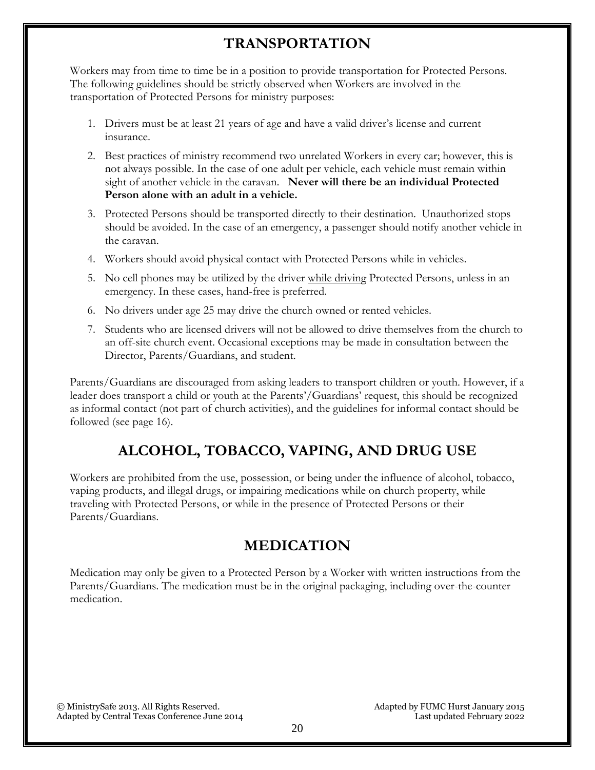## TRANSPORTATION

Workers may from time to time be in a position to provide transportation for Protected Persons. The following guidelines should be strictly observed when Workers are involved in the transportation of Protected Persons for ministry purposes:

1. Drivers must be at least 21 years of age and have a valid driver's license and current insurance.
2. Best practices of ministry recommend two unrelated Workers in every car; however, this is not always possible. In the case of one adult per vehicle, each vehicle must remain within sight of another vehicle in the caravan. **Never will there be an individual Protected Person alone with an adult in a vehicle.**
3. Protected Persons should be transported directly to their destination. Unauthorized stops should be avoided. In the case of an emergency, a passenger should notify another vehicle in the caravan.
4. Workers should avoid physical contact with Protected Persons while in vehicles.
5. No cell phones may be utilized by the driver <u>while driving</u> Protected Persons, unless in an emergency. In these cases, hand-free is preferred.
6. No drivers under age 25 may drive the church owned or rented vehicles.
7. Students who are licensed drivers will not be allowed to drive themselves from the church to an off-site church event. Occasional exceptions may be made in consultation between the Director, Parents/Guardians, and student.

Parents/Guardians are discouraged from asking leaders to transport children or youth. However, if a leader does transport a child or youth at the Parents'/Guardians' request, this should be recognized as informal contact (not part of church activities), and the guidelines for informal contact should be followed (see page 16).

## ALCOHOL, TOBACCO, VAPING, AND DRUG USE

Workers are prohibited from the use, possession, or being under the influence of alcohol, tobacco, vaping products, and illegal drugs, or impairing medications while on church property, while traveling with Protected Persons, or while in the presence of Protected Persons or their Parents/Guardians.

## MEDICATION

Medication may only be given to a Protected Person by a Worker with written instructions from the Parents/Guardians. The medication must be in the original packaging, including over-the-counter medication.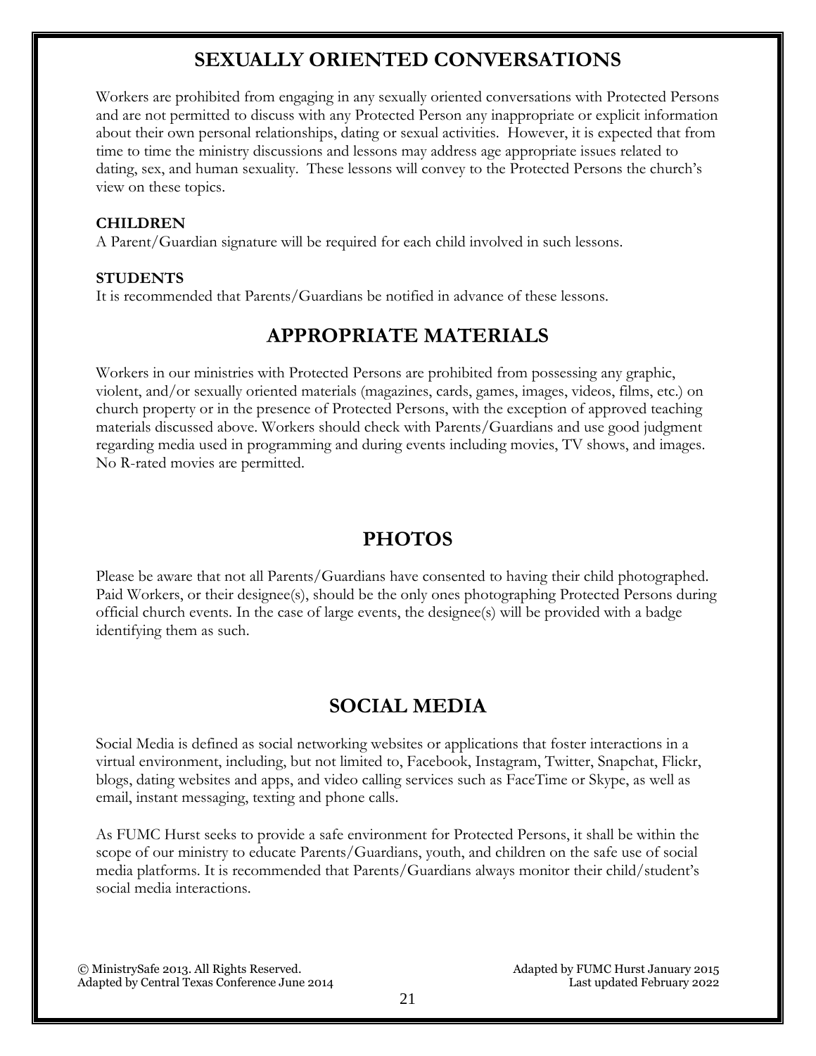## SEXUALLY ORIENTED CONVERSATIONS

Workers are prohibited from engaging in any sexually oriented conversations with Protected Persons and are not permitted to discuss with any Protected Person any inappropriate or explicit information about their own personal relationships, dating or sexual activities. However, it is expected that from time to time the ministry discussions and lessons may address age appropriate issues related to dating, sex, and human sexuality. These lessons will convey to the Protected Persons the church's view on these topics.

**CHILDREN**
A Parent/Guardian signature will be required for each child involved in such lessons.

**STUDENTS**
It is recommended that Parents/Guardians be notified in advance of these lessons.

## APPROPRIATE MATERIALS

Workers in our ministries with Protected Persons are prohibited from possessing any graphic, violent, and/or sexually oriented materials (magazines, cards, games, images, videos, films, etc.) on church property or in the presence of Protected Persons, with the exception of approved teaching materials discussed above. Workers should check with Parents/Guardians and use good judgment regarding media used in programming and during events including movies, TV shows, and images. No R-rated movies are permitted.

## PHOTOS

Please be aware that not all Parents/Guardians have consented to having their child photographed. Paid Workers, or their designee(s), should be the only ones photographing Protected Persons during official church events. In the case of large events, the designee(s) will be provided with a badge identifying them as such.

## SOCIAL MEDIA

Social Media is defined as social networking websites or applications that foster interactions in a virtual environment, including, but not limited to, Facebook, Instagram, Twitter, Snapchat, Flickr, blogs, dating websites and apps, and video calling services such as FaceTime or Skype, as well as email, instant messaging, texting and phone calls.

As FUMC Hurst seeks to provide a safe environment for Protected Persons, it shall be within the scope of our ministry to educate Parents/Guardians, youth, and children on the safe use of social media platforms. It is recommended that Parents/Guardians always monitor their child/student's social media interactions.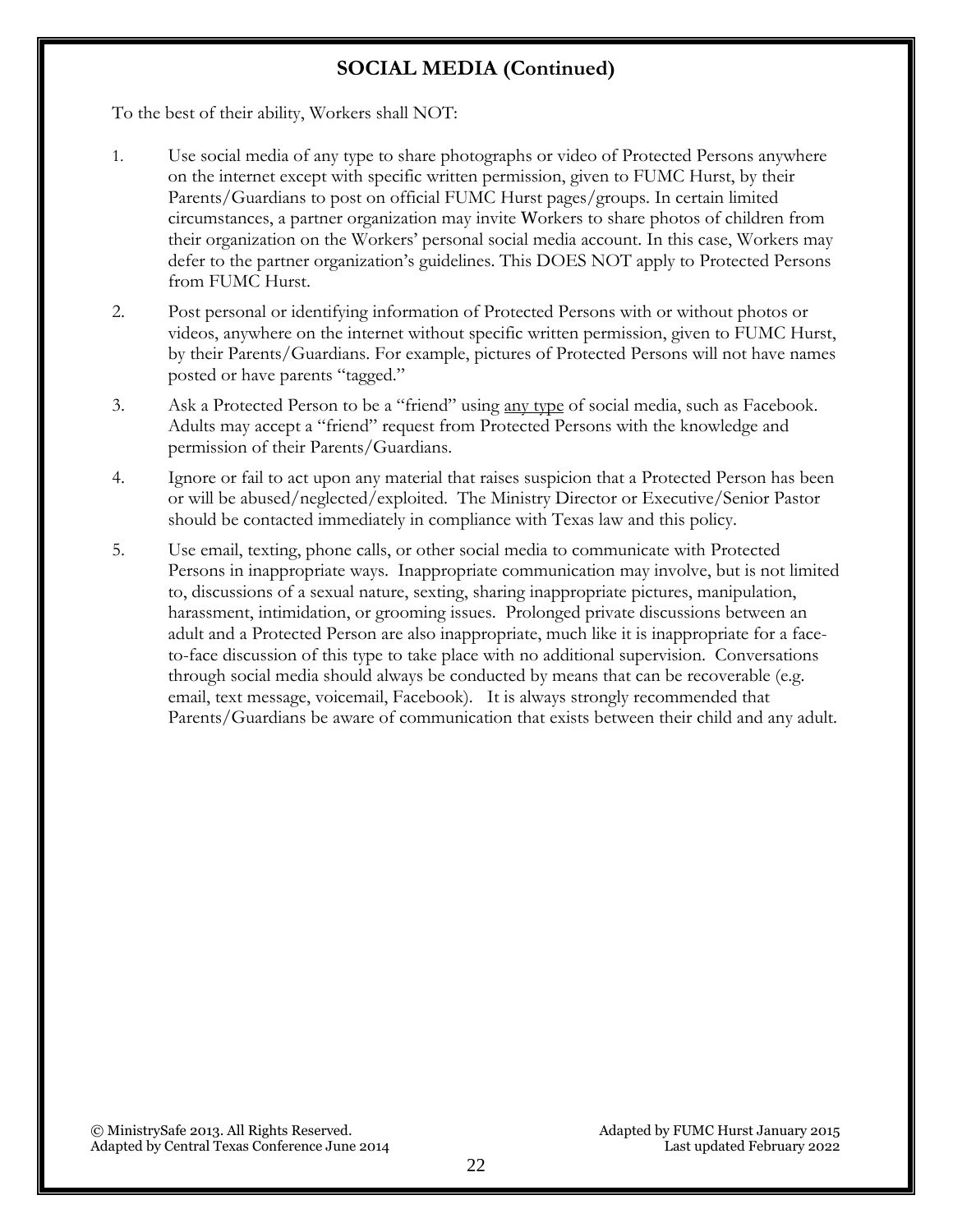## SOCIAL MEDIA (Continued)

To the best of their ability, Workers shall NOT:

1. Use social media of any type to share photographs or video of Protected Persons anywhere on the internet except with specific written permission, given to FUMC Hurst, by their Parents/Guardians to post on official FUMC Hurst pages/groups. In certain limited circumstances, a partner organization may invite Workers to share photos of children from their organization on the Workers' personal social media account. In this case, Workers may defer to the partner organization's guidelines. This DOES NOT apply to Protected Persons from FUMC Hurst.
2. Post personal or identifying information of Protected Persons with or without photos or videos, anywhere on the internet without specific written permission, given to FUMC Hurst, by their Parents/Guardians. For example, pictures of Protected Persons will not have names posted or have parents "tagged."
3. Ask a Protected Person to be a "friend" using <u>any type</u> of social media, such as Facebook. Adults may accept a "friend" request from Protected Persons with the knowledge and permission of their Parents/Guardians.
4. Ignore or fail to act upon any material that raises suspicion that a Protected Person has been or will be abused/neglected/exploited. The Ministry Director or Executive/Senior Pastor should be contacted immediately in compliance with Texas law and this policy.
5. Use email, texting, phone calls, or other social media to communicate with Protected Persons in inappropriate ways. Inappropriate communication may involve, but is not limited to, discussions of a sexual nature, sexting, sharing inappropriate pictures, manipulation, harassment, intimidation, or grooming issues. Prolonged private discussions between an adult and a Protected Person are also inappropriate, much like it is inappropriate for a face-to-face discussion of this type to take place with no additional supervision. Conversations through social media should always be conducted by means that can be recoverable (e.g. email, text message, voicemail, Facebook). It is always strongly recommended that Parents/Guardians be aware of communication that exists between their child and any adult.

© MinistrySafe 2013. All Rights Reserved.
Adapted by Central Texas Conference June 2014
Adapted by FUMC Hurst January 2015
Last updated February 2022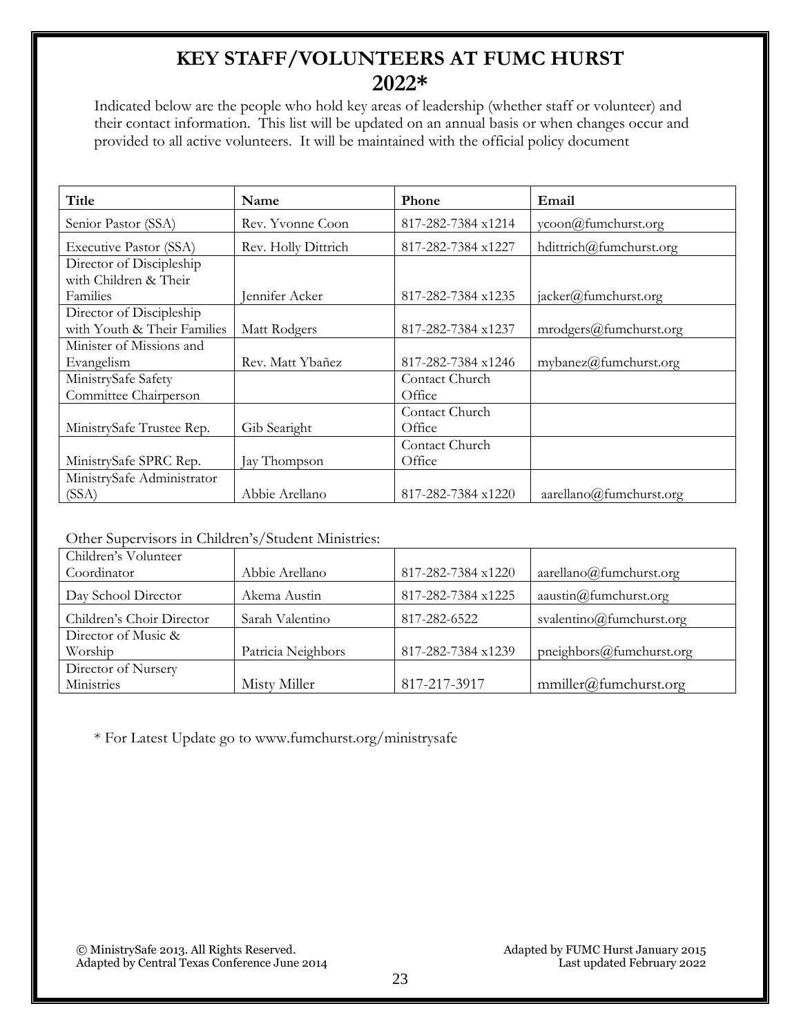# KEY STAFF/VOLUNTEERS AT FUMC HURST 2022*

Indicated below are the people who hold key areas of leadership (whether staff or volunteer) and their contact information. This list will be updated on an annual basis or when changes occur and provided to all active volunteers. It will be maintained with the official policy document

| Title | Name | Phone | Email |
|---|---|---|---|
| Senior Pastor (SSA) | Rev. Yvonne Coon | 817-282-7384 x1214 | ycoon@fumchurst.org |
| Executive Pastor (SSA) | Rev. Holly Dittrich | 817-282-7384 x1227 | hdittrich@fumchurst.org |
| Director of Discipleship with Children & Their Families | Jennifer Acker | 817-282-7384 x1235 | jacker@fumchurst.org |
| Director of Discipleship with Youth & Their Families | Matt Rodgers | 817-282-7384 x1237 | mrodgers@fumchurst.org |
| Minister of Missions and Evangelism | Rev. Matt Ybañez | 817-282-7384 x1246 | mybanez@fumchurst.org |
| MinistrySafe Safety Committee Chairperson | | Contact Church Office | |
| MinistrySafe Trustee Rep. | Gib Searight | Contact Church Office | |
| MinistrySafe SPRC Rep. | Jay Thompson | Contact Church Office | |
| MinistrySafe Administrator (SSA) | Abbie Arellano | 817-282-7384 x1220 | aarellano@fumchurst.org |

Other Supervisors in Children's/Student Ministries:

| | | | |
|---|---|---|---|
| Children's Volunteer Coordinator | Abbie Arellano | 817-282-7384 x1220 | aarellano@fumchurst.org |
| Day School Director | Akema Austin | 817-282-7384 x1225 | aaustin@fumchurst.org |
| Children's Choir Director | Sarah Valentino | 817-282-6522 | svalentino@fumchurst.org |
| Director of Music & Worship | Patricia Neighbors | 817-282-7384 x1239 | pneighbors@fumchurst.org |
| Director of Nursery Ministries | Misty Miller | 817-217-3917 | mmiller@fumchurst.org |

* For Latest Update go to www.fumchurst.org/ministrysafe

© MinistrySafe 2013. All Rights Reserved.
Adapted by Central Texas Conference June 2014

Adapted by FUMC Hurst January 2015
Last updated February 2022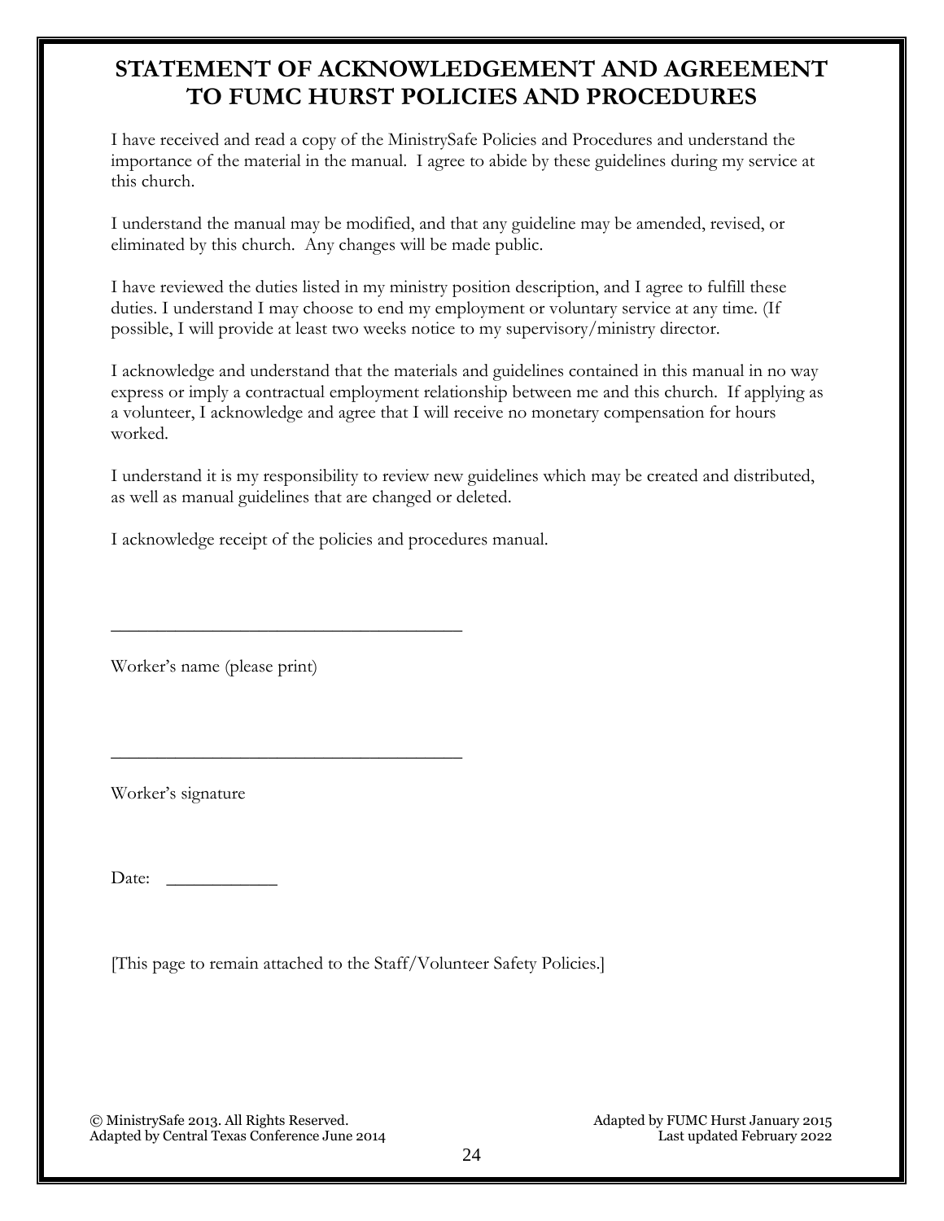# STATEMENT OF ACKNOWLEDGEMENT AND AGREEMENT TO FUMC HURST POLICIES AND PROCEDURES

I have received and read a copy of the MinistrySafe Policies and Procedures and understand the importance of the material in the manual. I agree to abide by these guidelines during my service at this church.

I understand the manual may be modified, and that any guideline may be amended, revised, or eliminated by this church. Any changes will be made public.

I have reviewed the duties listed in my ministry position description, and I agree to fulfill these duties. I understand I may choose to end my employment or voluntary service at any time. (If possible, I will provide at least two weeks notice to my supervisory/ministry director.

I acknowledge and understand that the materials and guidelines contained in this manual in no way express or imply a contractual employment relationship between me and this church. If applying as a volunteer, I acknowledge and agree that I will receive no monetary compensation for hours worked.

I understand it is my responsibility to review new guidelines which may be created and distributed, as well as manual guidelines that are changed or deleted.

I acknowledge receipt of the policies and procedures manual.

_____________________________________

Worker's name (please print)

_____________________________________

Worker's signature

Date: ___________

[This page to remain attached to the Staff/Volunteer Safety Policies.]

© MinistrySafe 2013. All Rights Reserved.
Adapted by Central Texas Conference June 2014

Adapted by FUMC Hurst January 2015
Last updated February 2022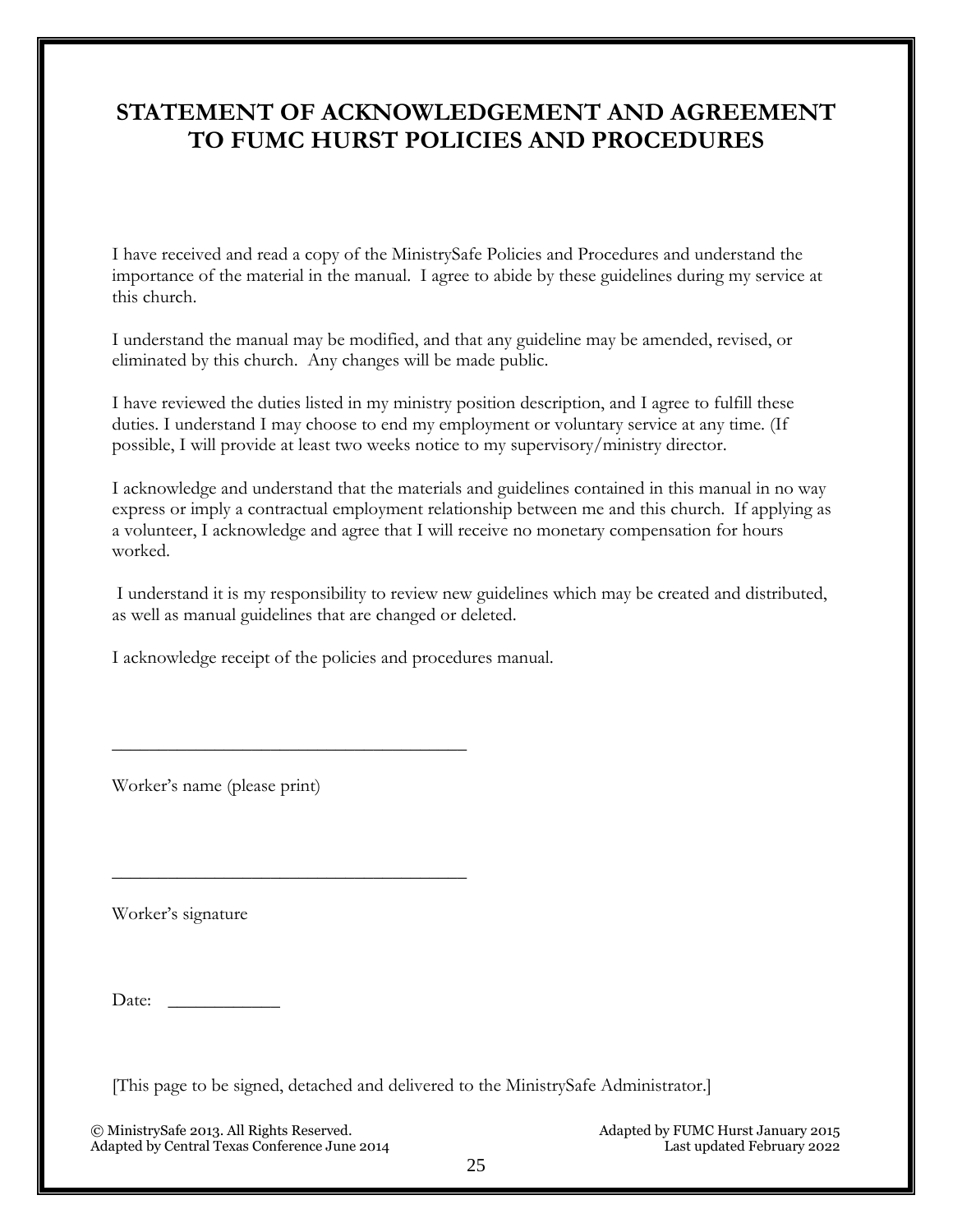# STATEMENT OF ACKNOWLEDGEMENT AND AGREEMENT TO FUMC HURST POLICIES AND PROCEDURES

I have received and read a copy of the MinistrySafe Policies and Procedures and understand the importance of the material in the manual. I agree to abide by these guidelines during my service at this church.

I understand the manual may be modified, and that any guideline may be amended, revised, or eliminated by this church. Any changes will be made public.

I have reviewed the duties listed in my ministry position description, and I agree to fulfill these duties. I understand I may choose to end my employment or voluntary service at any time. (If possible, I will provide at least two weeks notice to my supervisory/ministry director.

I acknowledge and understand that the materials and guidelines contained in this manual in no way express or imply a contractual employment relationship between me and this church. If applying as a volunteer, I acknowledge and agree that I will receive no monetary compensation for hours worked.

I understand it is my responsibility to review new guidelines which may be created and distributed, as well as manual guidelines that are changed or deleted.

I acknowledge receipt of the policies and procedures manual.

_____________________________________

Worker's name (please print)

_____________________________________

Worker's signature

Date: ___________

[This page to be signed, detached and delivered to the MinistrySafe Administrator.]

© MinistrySafe 2013. All Rights Reserved.
Adapted by Central Texas Conference June 2014

Adapted by FUMC Hurst January 2015
Last updated February 2022